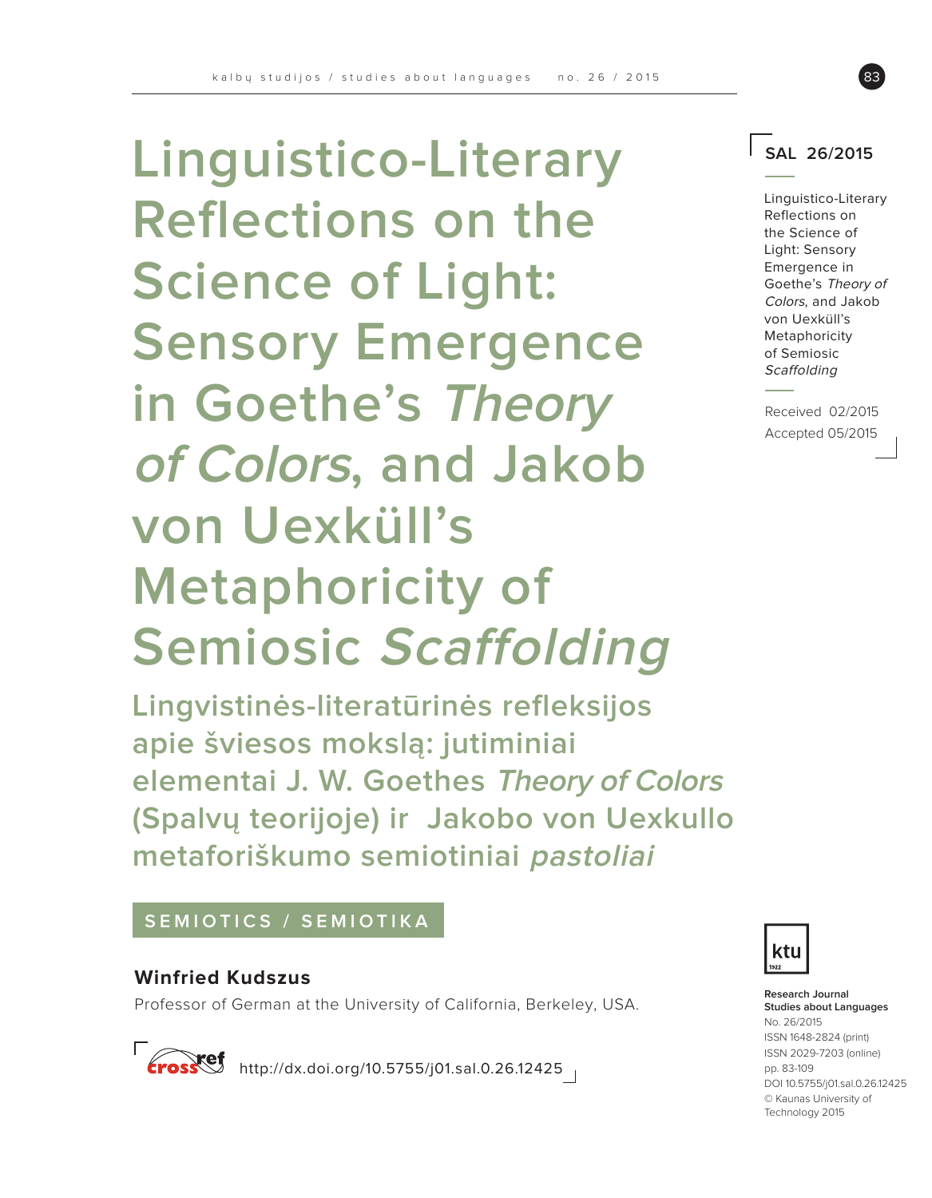# Linguistico-Literary Reflections on the Science of Light: Sensory Emergence in Goethe's *Theory of Colors*, and Jakob von Uexküll's Metaphoricity of Semiosic *Scaffolding*

## Lingvistinės-literatūrinės refleksijos apie šviesos mokslą: jutiminiai elementai J. W. Goethes *Theory of Colors* (Spalvų teorijoje) ir Jakobo von Uexkullo metaforiškumo semiotiniai *pastoliai*

**SEMIOTICS / SEMIOTIKA**

**Winfried Kudszus**

Professor of German at the University of California, Berkeley, USA.

http://dx.doi.org/10.5755/j01.sal.0.26.12425

**SAL 26/2015**

Linguistico-Literary Reflections on the Science of Light: Sensory Emergence in Goethe's *Theory of Colors*, and Jakob von Uexküll's Metaphoricity of Semiosic *Scaffolding*

Received 02/2015
Accepted 05/2015

**Research Journal Studies about Languages**
No. 26/2015
ISSN 1648-2824 (print)
ISSN 2029-7203 (online)
pp. 83-109
DOI 10.5755/j01.sal.0.26.12425
© Kaunas University of Technology 2015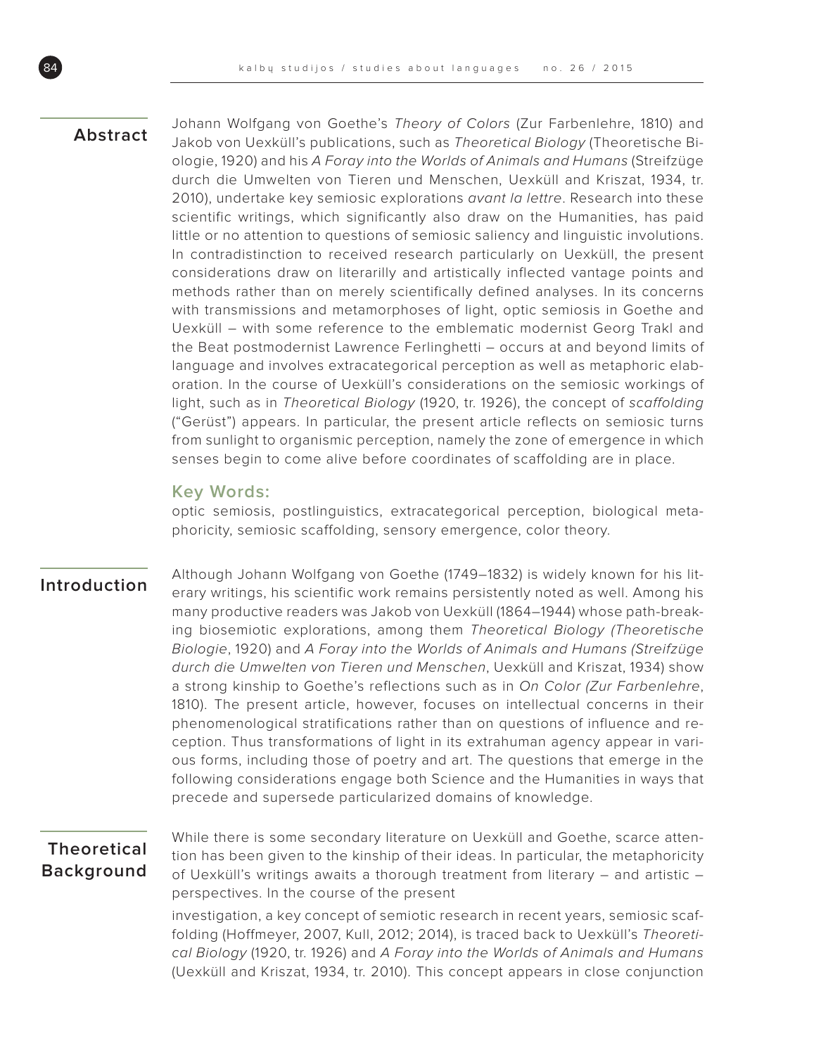## Abstract

Johann Wolfgang von Goethe's *Theory of Colors* (Zur Farbenlehre, 1810) and Jakob von Uexküll's publications, such as *Theoretical Biology* (Theoretische Biologie, 1920) and his *A Foray into the Worlds of Animals and Humans* (Streifzüge durch die Umwelten von Tieren und Menschen, Uexküll and Kriszat, 1934, tr. 2010), undertake key semiosic explorations *avant la lettre*. Research into these scientific writings, which significantly also draw on the Humanities, has paid little or no attention to questions of semiosic saliency and linguistic involutions. In contradistinction to received research particularly on Uexküll, the present considerations draw on literarilly and artistically inflected vantage points and methods rather than on merely scientifically defined analyses. In its concerns with transmissions and metamorphoses of light, optic semiosis in Goethe and Uexküll – with some reference to the emblematic modernist Georg Trakl and the Beat postmodernist Lawrence Ferlinghetti – occurs at and beyond limits of language and involves extracategorical perception as well as metaphoric elaboration. In the course of Uexküll's considerations on the semiosic workings of light, such as in *Theoretical Biology* (1920, tr. 1926), the concept of *scaffolding* ("Gerüst") appears. In particular, the present article reflects on semiosic turns from sunlight to organismic perception, namely the zone of emergence in which senses begin to come alive before coordinates of scaffolding are in place.

### Key Words:

optic semiosis, postlinguistics, extracategorical perception, biological metaphoricity, semiosic scaffolding, sensory emergence, color theory.

## Introduction

Although Johann Wolfgang von Goethe (1749–1832) is widely known for his literary writings, his scientific work remains persistently noted as well. Among his many productive readers was Jakob von Uexküll (1864–1944) whose path-breaking biosemiotic explorations, among them *Theoretical Biology (Theoretische Biologie*, 1920) and *A Foray into the Worlds of Animals and Humans (Streifzüge durch die Umwelten von Tieren und Menschen*, Uexküll and Kriszat, 1934) show a strong kinship to Goethe's reflections such as in *On Color (Zur Farbenlehre*, 1810). The present article, however, focuses on intellectual concerns in their phenomenological stratifications rather than on questions of influence and reception. Thus transformations of light in its extrahuman agency appear in various forms, including those of poetry and art. The questions that emerge in the following considerations engage both Science and the Humanities in ways that precede and supersede particularized domains of knowledge.

## Theoretical Background

While there is some secondary literature on Uexküll and Goethe, scarce attention has been given to the kinship of their ideas. In particular, the metaphoricity of Uexküll's writings awaits a thorough treatment from literary – and artistic – perspectives. In the course of the present investigation, a key concept of semiotic research in recent years, semiosic scaffolding (Hoffmeyer, 2007, Kull, 2012; 2014), is traced back to Uexküll's *Theoretical Biology* (1920, tr. 1926) and *A Foray into the Worlds of Animals and Humans* (Uexküll and Kriszat, 1934, tr. 2010). This concept appears in close conjunction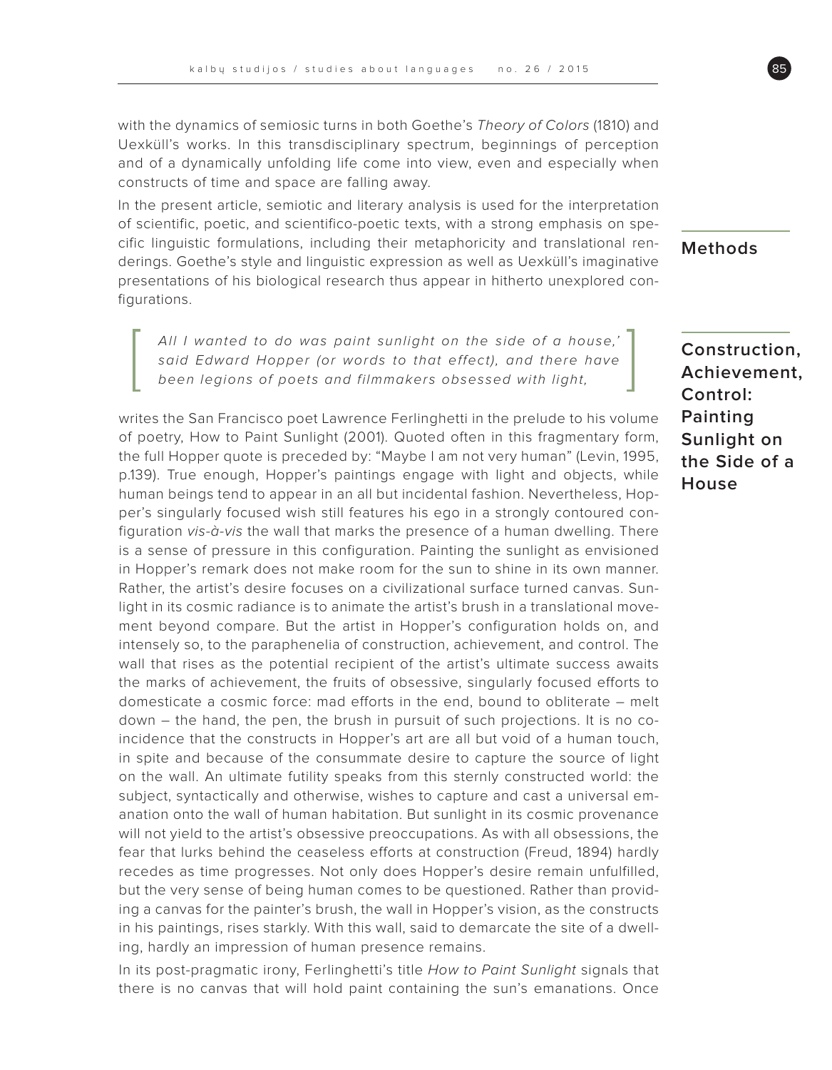with the dynamics of semiosic turns in both Goethe's *Theory of Colors* (1810) and Uexküll's works. In this transdisciplinary spectrum, beginnings of perception and of a dynamically unfolding life come into view, even and especially when constructs of time and space are falling away.

## Methods

In the present article, semiotic and literary analysis is used for the interpretation of scientific, poetic, and scientifico-poetic texts, with a strong emphasis on specific linguistic formulations, including their metaphoricity and translational renderings. Goethe's style and linguistic expression as well as Uexküll's imaginative presentations of his biological research thus appear in hitherto unexplored configurations.

## Construction, Achievement, Control: Painting Sunlight on the Side of a House

> *All I wanted to do was paint sunlight on the side of a house,' said Edward Hopper (or words to that effect), and there have been legions of poets and filmmakers obsessed with light,*

writes the San Francisco poet Lawrence Ferlinghetti in the prelude to his volume of poetry, How to Paint Sunlight (2001). Quoted often in this fragmentary form, the full Hopper quote is preceded by: "Maybe I am not very human" (Levin, 1995, p.139). True enough, Hopper's paintings engage with light and objects, while human beings tend to appear in an all but incidental fashion. Nevertheless, Hopper's singularly focused wish still features his ego in a strongly contoured configuration *vis-à-vis* the wall that marks the presence of a human dwelling. There is a sense of pressure in this configuration. Painting the sunlight as envisioned in Hopper's remark does not make room for the sun to shine in its own manner. Rather, the artist's desire focuses on a civilizational surface turned canvas. Sunlight in its cosmic radiance is to animate the artist's brush in a translational movement beyond compare. But the artist in Hopper's configuration holds on, and intensely so, to the paraphenelia of construction, achievement, and control. The wall that rises as the potential recipient of the artist's ultimate success awaits the marks of achievement, the fruits of obsessive, singularly focused efforts to domesticate a cosmic force: mad efforts in the end, bound to obliterate – melt down – the hand, the pen, the brush in pursuit of such projections. It is no coincidence that the constructs in Hopper's art are all but void of a human touch, in spite and because of the consummate desire to capture the source of light on the wall. An ultimate futility speaks from this sternly constructed world: the subject, syntactically and otherwise, wishes to capture and cast a universal emanation onto the wall of human habitation. But sunlight in its cosmic provenance will not yield to the artist's obsessive preoccupations. As with all obsessions, the fear that lurks behind the ceaseless efforts at construction (Freud, 1894) hardly recedes as time progresses. Not only does Hopper's desire remain unfulfilled, but the very sense of being human comes to be questioned. Rather than providing a canvas for the painter's brush, the wall in Hopper's vision, as the constructs in his paintings, rises starkly. With this wall, said to demarcate the site of a dwelling, hardly an impression of human presence remains.

In its post-pragmatic irony, Ferlinghetti's title *How to Paint Sunlight* signals that there is no canvas that will hold paint containing the sun's emanations. Once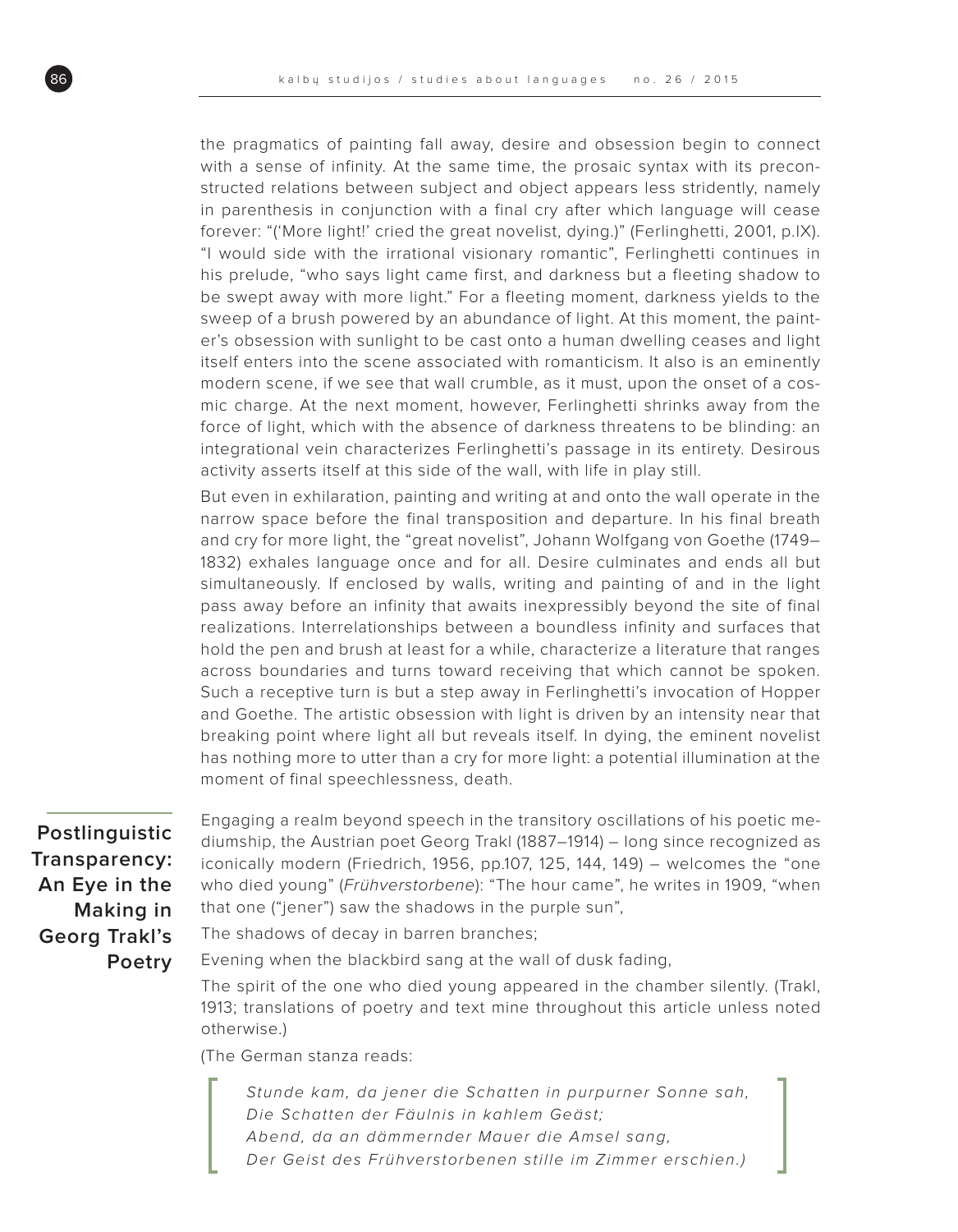the pragmatics of painting fall away, desire and obsession begin to connect with a sense of infinity. At the same time, the prosaic syntax with its preconstructed relations between subject and object appears less stridently, namely in parenthesis in conjunction with a final cry after which language will cease forever: "('More light!' cried the great novelist, dying.)" (Ferlinghetti, 2001, p.IX). "I would side with the irrational visionary romantic", Ferlinghetti continues in his prelude, "who says light came first, and darkness but a fleeting shadow to be swept away with more light." For a fleeting moment, darkness yields to the sweep of a brush powered by an abundance of light. At this moment, the painter's obsession with sunlight to be cast onto a human dwelling ceases and light itself enters into the scene associated with romanticism. It also is an eminently modern scene, if we see that wall crumble, as it must, upon the onset of a cosmic charge. At the next moment, however, Ferlinghetti shrinks away from the force of light, which with the absence of darkness threatens to be blinding: an integrational vein characterizes Ferlinghetti's passage in its entirety. Desirous activity asserts itself at this side of the wall, with life in play still.

But even in exhilaration, painting and writing at and onto the wall operate in the narrow space before the final transposition and departure. In his final breath and cry for more light, the "great novelist", Johann Wolfgang von Goethe (1749–1832) exhales language once and for all. Desire culminates and ends all but simultaneously. If enclosed by walls, writing and painting of and in the light pass away before an infinity that awaits inexpressibly beyond the site of final realizations. Interrelationships between a boundless infinity and surfaces that hold the pen and brush at least for a while, characterize a literature that ranges across boundaries and turns toward receiving that which cannot be spoken. Such a receptive turn is but a step away in Ferlinghetti's invocation of Hopper and Goethe. The artistic obsession with light is driven by an intensity near that breaking point where light all but reveals itself. In dying, the eminent novelist has nothing more to utter than a cry for more light: a potential illumination at the moment of final speechlessness, death.

## Postlinguistic Transparency: An Eye in the Making in Georg Trakl's Poetry

Engaging a realm beyond speech in the transitory oscillations of his poetic mediumship, the Austrian poet Georg Trakl (1887–1914) – long since recognized as iconically modern (Friedrich, 1956, pp.107, 125, 144, 149) – welcomes the "one who died young" (*Frühverstorbene*): "The hour came", he writes in 1909, "when that one ("jener") saw the shadows in the purple sun",

The shadows of decay in barren branches;

Evening when the blackbird sang at the wall of dusk fading,

The spirit of the one who died young appeared in the chamber silently. (Trakl, 1913; translations of poetry and text mine throughout this article unless noted otherwise.)

(The German stanza reads:

> *Stunde kam, da jener die Schatten in purpurner Sonne sah,*
> *Die Schatten der Fäulnis in kahlem Geäst;*
> *Abend, da an dämmernder Mauer die Amsel sang,*
> *Der Geist des Frühverstorbenen stille im Zimmer erschien.)*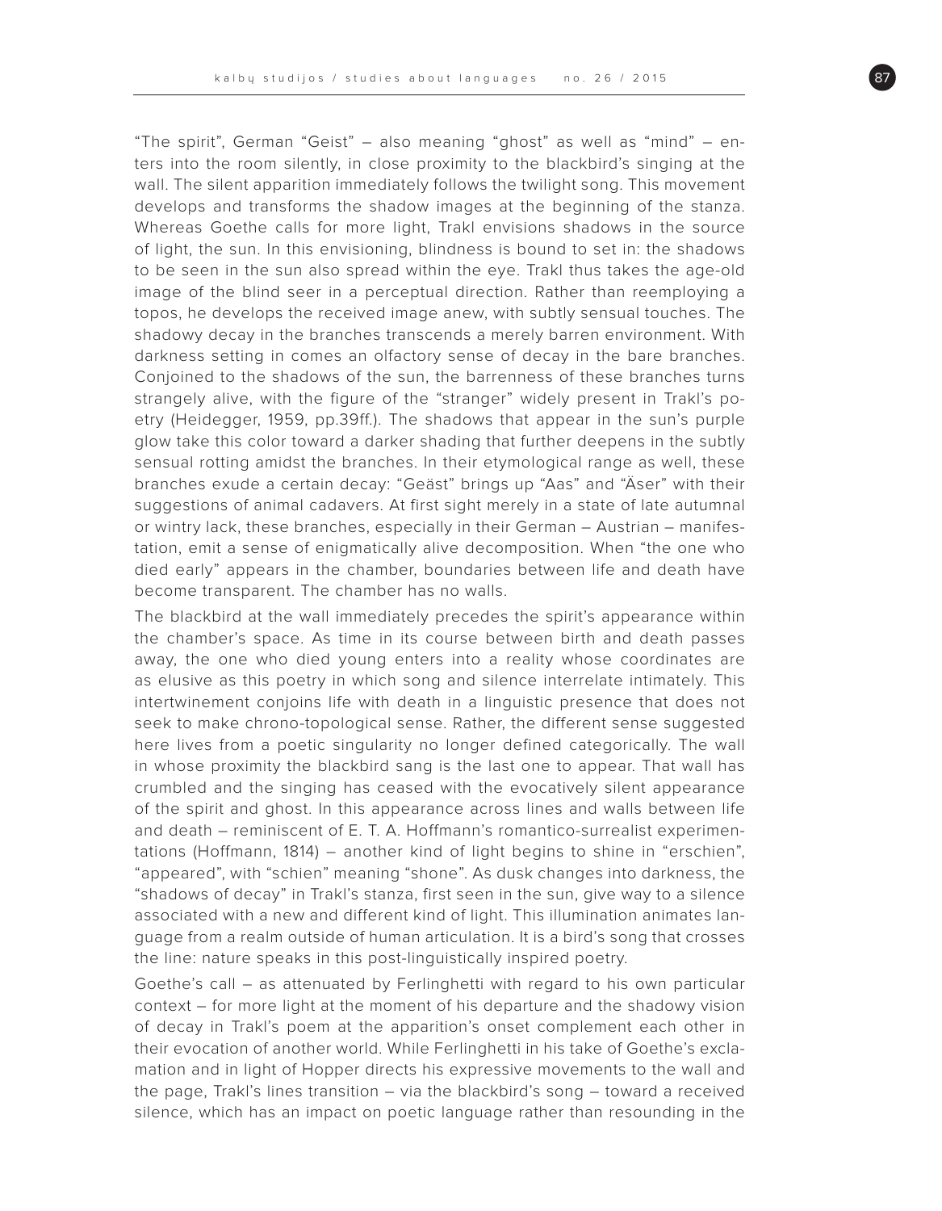"The spirit", German "Geist" – also meaning "ghost" as well as "mind" – enters into the room silently, in close proximity to the blackbird's singing at the wall. The silent apparition immediately follows the twilight song. This movement develops and transforms the shadow images at the beginning of the stanza. Whereas Goethe calls for more light, Trakl envisions shadows in the source of light, the sun. In this envisioning, blindness is bound to set in: the shadows to be seen in the sun also spread within the eye. Trakl thus takes the age-old image of the blind seer in a perceptual direction. Rather than reemploying a topos, he develops the received image anew, with subtly sensual touches. The shadowy decay in the branches transcends a merely barren environment. With darkness setting in comes an olfactory sense of decay in the bare branches. Conjoined to the shadows of the sun, the barrenness of these branches turns strangely alive, with the figure of the "stranger" widely present in Trakl's poetry (Heidegger, 1959, pp.39ff.). The shadows that appear in the sun's purple glow take this color toward a darker shading that further deepens in the subtly sensual rotting amidst the branches. In their etymological range as well, these branches exude a certain decay: "Geäst" brings up "Aas" and "Äser" with their suggestions of animal cadavers. At first sight merely in a state of late autumnal or wintry lack, these branches, especially in their German – Austrian – manifestation, emit a sense of enigmatically alive decomposition. When "the one who died early" appears in the chamber, boundaries between life and death have become transparent. The chamber has no walls.

The blackbird at the wall immediately precedes the spirit's appearance within the chamber's space. As time in its course between birth and death passes away, the one who died young enters into a reality whose coordinates are as elusive as this poetry in which song and silence interrelate intimately. This intertwinement conjoins life with death in a linguistic presence that does not seek to make chrono-topological sense. Rather, the different sense suggested here lives from a poetic singularity no longer defined categorically. The wall in whose proximity the blackbird sang is the last one to appear. That wall has crumbled and the singing has ceased with the evocatively silent appearance of the spirit and ghost. In this appearance across lines and walls between life and death – reminiscent of E. T. A. Hoffmann's romantico-surrealist experimentations (Hoffmann, 1814) – another kind of light begins to shine in "erschien", "appeared", with "schien" meaning "shone". As dusk changes into darkness, the "shadows of decay" in Trakl's stanza, first seen in the sun, give way to a silence associated with a new and different kind of light. This illumination animates language from a realm outside of human articulation. It is a bird's song that crosses the line: nature speaks in this post-linguistically inspired poetry.

Goethe's call – as attenuated by Ferlinghetti with regard to his own particular context – for more light at the moment of his departure and the shadowy vision of decay in Trakl's poem at the apparition's onset complement each other in their evocation of another world. While Ferlinghetti in his take of Goethe's exclamation and in light of Hopper directs his expressive movements to the wall and the page, Trakl's lines transition – via the blackbird's song – toward a received silence, which has an impact on poetic language rather than resounding in the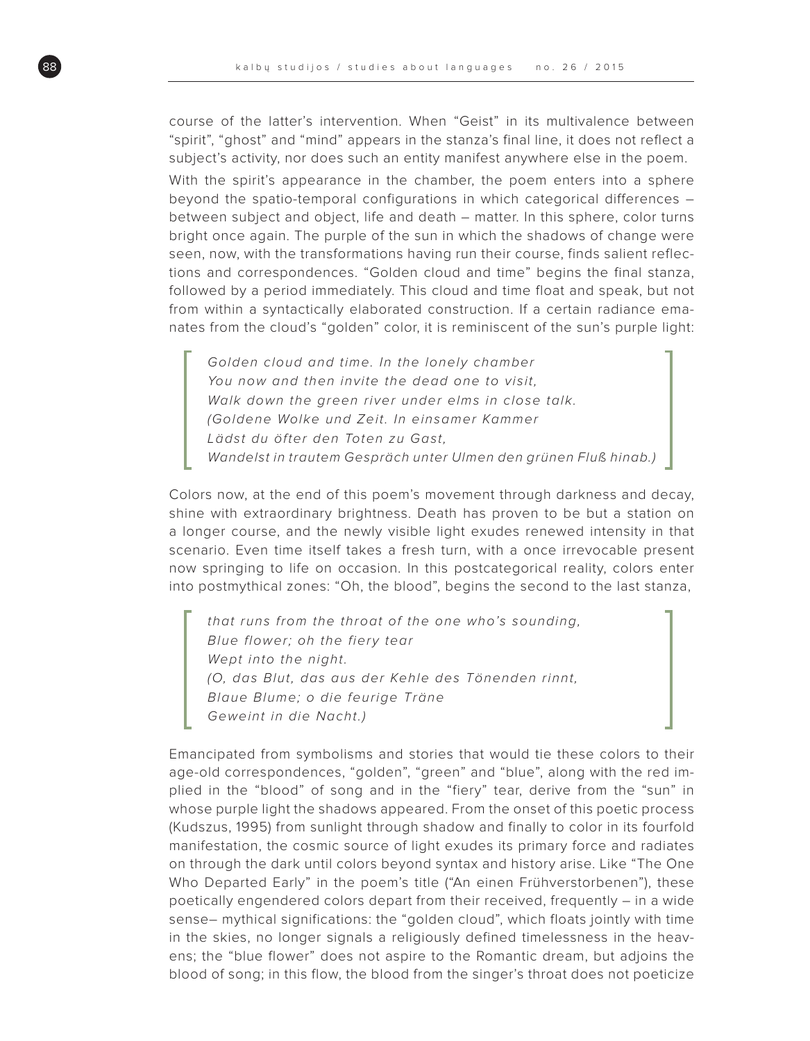course of the latter's intervention. When "Geist" in its multivalence between "spirit", "ghost" and "mind" appears in the stanza's final line, it does not reflect a subject's activity, nor does such an entity manifest anywhere else in the poem.

With the spirit's appearance in the chamber, the poem enters into a sphere beyond the spatio-temporal configurations in which categorical differences – between subject and object, life and death – matter. In this sphere, color turns bright once again. The purple of the sun in which the shadows of change were seen, now, with the transformations having run their course, finds salient reflections and correspondences. "Golden cloud and time" begins the final stanza, followed by a period immediately. This cloud and time float and speak, but not from within a syntactically elaborated construction. If a certain radiance emanates from the cloud's "golden" color, it is reminiscent of the sun's purple light:

> *Golden cloud and time. In the lonely chamber*
> *You now and then invite the dead one to visit,*
> *Walk down the green river under elms in close talk.*
> *(Goldene Wolke und Zeit. In einsamer Kammer*
> *Lädst du öfter den Toten zu Gast,*
> *Wandelst in trautem Gespräch unter Ulmen den grünen Fluß hinab.)*

Colors now, at the end of this poem's movement through darkness and decay, shine with extraordinary brightness. Death has proven to be but a station on a longer course, and the newly visible light exudes renewed intensity in that scenario. Even time itself takes a fresh turn, with a once irrevocable present now springing to life on occasion. In this postcategorical reality, colors enter into postmythical zones: "Oh, the blood", begins the second to the last stanza,

> *that runs from the throat of the one who's sounding,*
> *Blue flower; oh the fiery tear*
> *Wept into the night.*
> *(O, das Blut, das aus der Kehle des Tönenden rinnt,*
> *Blaue Blume; o die feurige Träne*
> *Geweint in die Nacht.)*

Emancipated from symbolisms and stories that would tie these colors to their age-old correspondences, "golden", "green" and "blue", along with the red implied in the "blood" of song and in the "fiery" tear, derive from the "sun" in whose purple light the shadows appeared. From the onset of this poetic process (Kudszus, 1995) from sunlight through shadow and finally to color in its fourfold manifestation, the cosmic source of light exudes its primary force and radiates on through the dark until colors beyond syntax and history arise. Like "The One Who Departed Early" in the poem's title ("An einen Frühverstorbenen"), these poetically engendered colors depart from their received, frequently – in a wide sense– mythical significations: the "golden cloud", which floats jointly with time in the skies, no longer signals a religiously defined timelessness in the heavens; the "blue flower" does not aspire to the Romantic dream, but adjoins the blood of song; in this flow, the blood from the singer's throat does not poeticize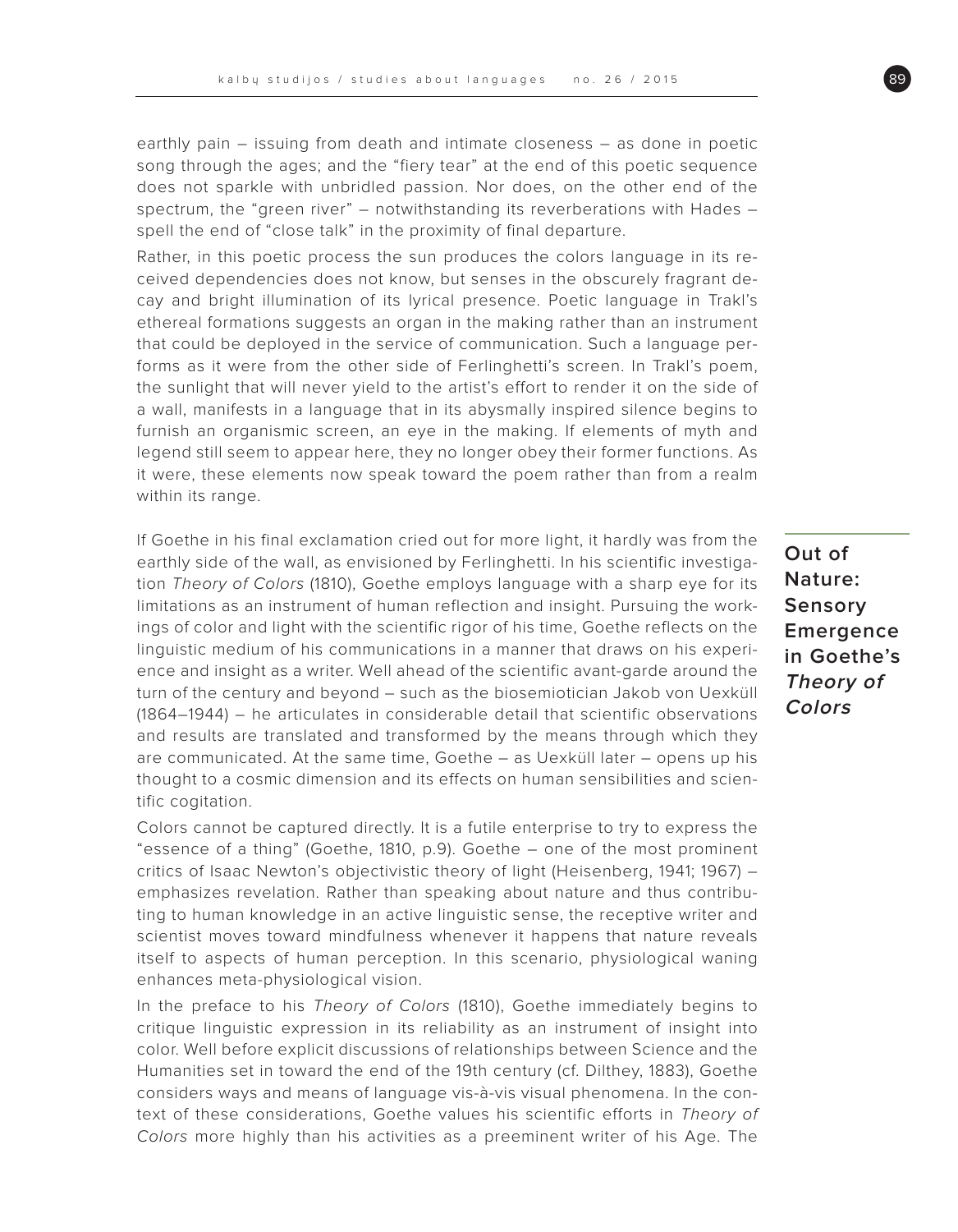earthly pain – issuing from death and intimate closeness – as done in poetic song through the ages; and the "fiery tear" at the end of this poetic sequence does not sparkle with unbridled passion. Nor does, on the other end of the spectrum, the "green river" – notwithstanding its reverberations with Hades – spell the end of "close talk" in the proximity of final departure.

Rather, in this poetic process the sun produces the colors language in its received dependencies does not know, but senses in the obscurely fragrant decay and bright illumination of its lyrical presence. Poetic language in Trakl's ethereal formations suggests an organ in the making rather than an instrument that could be deployed in the service of communication. Such a language performs as it were from the other side of Ferlinghetti's screen. In Trakl's poem, the sunlight that will never yield to the artist's effort to render it on the side of a wall, manifests in a language that in its abysmally inspired silence begins to furnish an organismic screen, an eye in the making. If elements of myth and legend still seem to appear here, they no longer obey their former functions. As it were, these elements now speak toward the poem rather than from a realm within its range.

## Out of Nature: Sensory Emergence in Goethe's *Theory of Colors*

If Goethe in his final exclamation cried out for more light, it hardly was from the earthly side of the wall, as envisioned by Ferlinghetti. In his scientific investigation *Theory of Colors* (1810), Goethe employs language with a sharp eye for its limitations as an instrument of human reflection and insight. Pursuing the workings of color and light with the scientific rigor of his time, Goethe reflects on the linguistic medium of his communications in a manner that draws on his experience and insight as a writer. Well ahead of the scientific avant-garde around the turn of the century and beyond – such as the biosemiotician Jakob von Uexküll (1864–1944) – he articulates in considerable detail that scientific observations and results are translated and transformed by the means through which they are communicated. At the same time, Goethe – as Uexküll later – opens up his thought to a cosmic dimension and its effects on human sensibilities and scientific cogitation.

Colors cannot be captured directly. It is a futile enterprise to try to express the "essence of a thing" (Goethe, 1810, p.9). Goethe – one of the most prominent critics of Isaac Newton's objectivistic theory of light (Heisenberg, 1941; 1967) – emphasizes revelation. Rather than speaking about nature and thus contributing to human knowledge in an active linguistic sense, the receptive writer and scientist moves toward mindfulness whenever it happens that nature reveals itself to aspects of human perception. In this scenario, physiological waning enhances meta-physiological vision.

In the preface to his *Theory of Colors* (1810), Goethe immediately begins to critique linguistic expression in its reliability as an instrument of insight into color. Well before explicit discussions of relationships between Science and the Humanities set in toward the end of the 19th century (cf. Dilthey, 1883), Goethe considers ways and means of language vis-à-vis visual phenomena. In the context of these considerations, Goethe values his scientific efforts in *Theory of Colors* more highly than his activities as a preeminent writer of his Age. The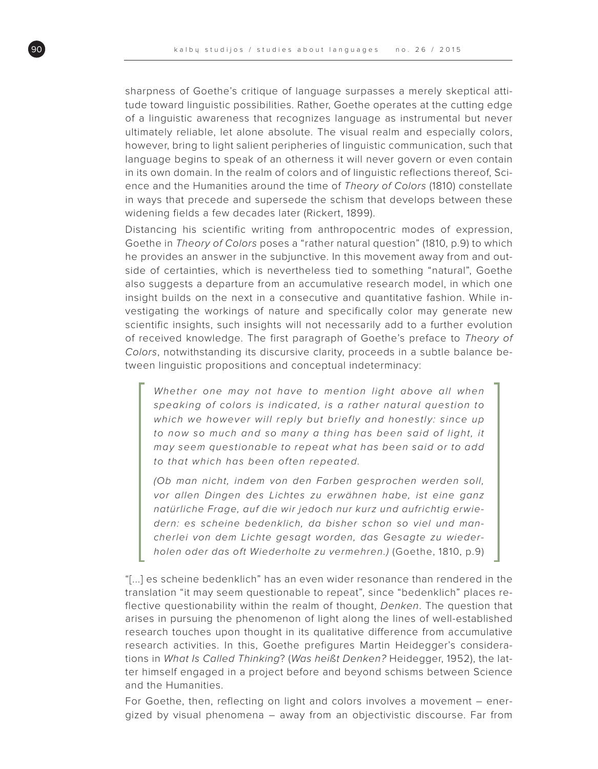sharpness of Goethe's critique of language surpasses a merely skeptical attitude toward linguistic possibilities. Rather, Goethe operates at the cutting edge of a linguistic awareness that recognizes language as instrumental but never ultimately reliable, let alone absolute. The visual realm and especially colors, however, bring to light salient peripheries of linguistic communication, such that language begins to speak of an otherness it will never govern or even contain in its own domain. In the realm of colors and of linguistic reflections thereof, Science and the Humanities around the time of *Theory of Colors* (1810) constellate in ways that precede and supersede the schism that develops between these widening fields a few decades later (Rickert, 1899).

Distancing his scientific writing from anthropocentric modes of expression, Goethe in *Theory of Colors* poses a "rather natural question" (1810, p.9) to which he provides an answer in the subjunctive. In this movement away from and outside of certainties, which is nevertheless tied to something "natural", Goethe also suggests a departure from an accumulative research model, in which one insight builds on the next in a consecutive and quantitative fashion. While investigating the workings of nature and specifically color may generate new scientific insights, such insights will not necessarily add to a further evolution of received knowledge. The first paragraph of Goethe's preface to *Theory of Colors*, notwithstanding its discursive clarity, proceeds in a subtle balance between linguistic propositions and conceptual indeterminacy:

> *Whether one may not have to mention light above all when speaking of colors is indicated, is a rather natural question to which we however will reply but briefly and honestly: since up to now so much and so many a thing has been said of light, it may seem questionable to repeat what has been said or to add to that which has been often repeated.*
>
> *(Ob man nicht, indem von den Farben gesprochen werden soll, vor allen Dingen des Lichtes zu erwähnen habe, ist eine ganz natürliche Frage, auf die wir jedoch nur kurz und aufrichtig erwiedern: es scheine bedenklich, da bisher schon so viel und mancherlei von dem Lichte gesagt worden, das Gesagte zu wiederholen oder das oft Wiederholte zu vermehren.)* (Goethe, 1810, p.9)

"[...] es scheine bedenklich" has an even wider resonance than rendered in the translation "it may seem questionable to repeat", since "bedenklich" places reflective questionability within the realm of thought, *Denken*. The question that arises in pursuing the phenomenon of light along the lines of well-established research touches upon thought in its qualitative difference from accumulative research activities. In this, Goethe prefigures Martin Heidegger's considerations in *What Is Called Thinking*? (*Was heißt Denken?* Heidegger, 1952), the latter himself engaged in a project before and beyond schisms between Science and the Humanities.

For Goethe, then, reflecting on light and colors involves a movement – energized by visual phenomena – away from an objectivistic discourse. Far from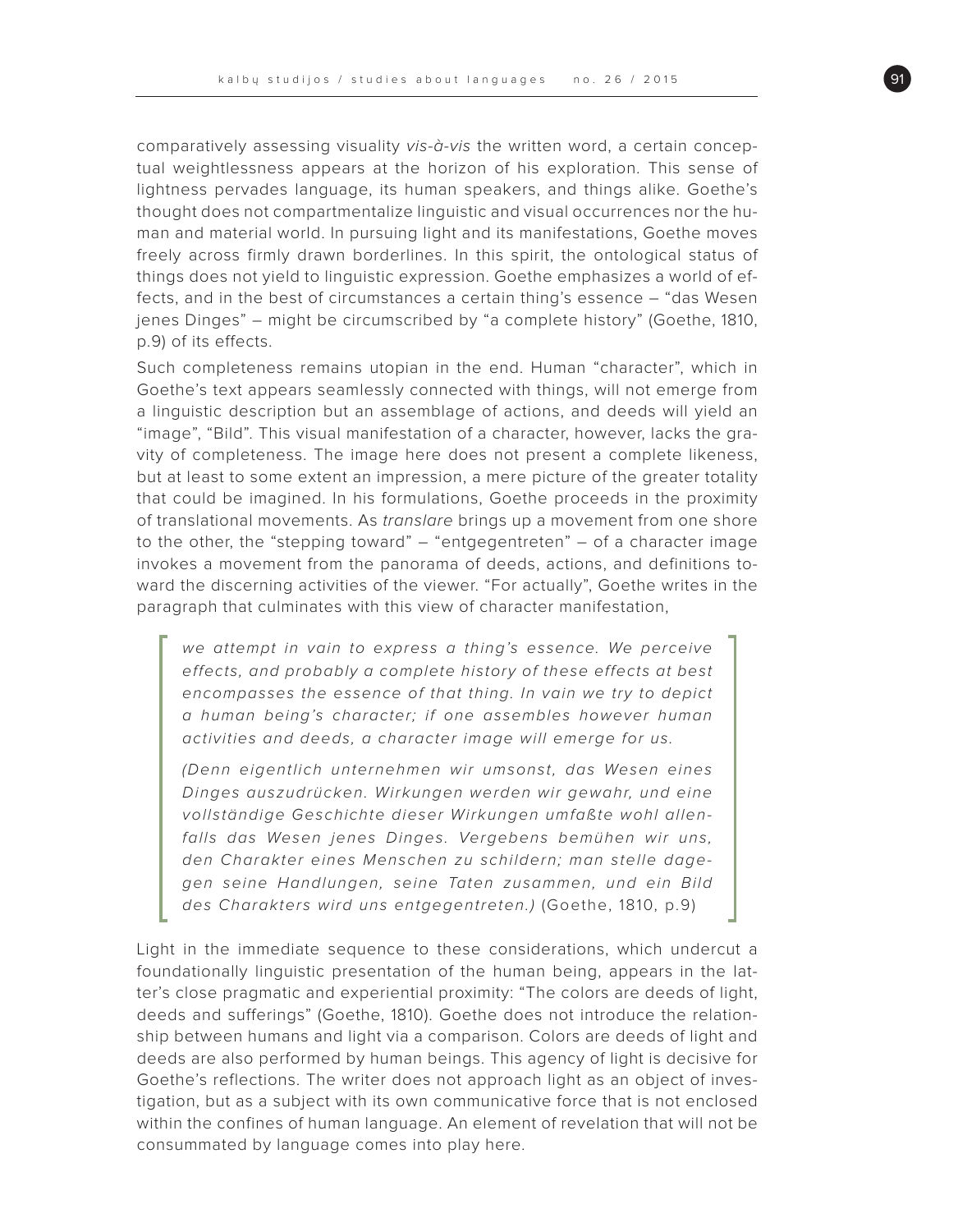comparatively assessing visuality *vis-à-vis* the written word, a certain conceptual weightlessness appears at the horizon of his exploration. This sense of lightness pervades language, its human speakers, and things alike. Goethe's thought does not compartmentalize linguistic and visual occurrences nor the human and material world. In pursuing light and its manifestations, Goethe moves freely across firmly drawn borderlines. In this spirit, the ontological status of things does not yield to linguistic expression. Goethe emphasizes a world of effects, and in the best of circumstances a certain thing's essence – "das Wesen jenes Dinges" – might be circumscribed by "a complete history" (Goethe, 1810, p.9) of its effects.

Such completeness remains utopian in the end. Human "character", which in Goethe's text appears seamlessly connected with things, will not emerge from a linguistic description but an assemblage of actions, and deeds will yield an "image", "Bild". This visual manifestation of a character, however, lacks the gravity of completeness. The image here does not present a complete likeness, but at least to some extent an impression, a mere picture of the greater totality that could be imagined. In his formulations, Goethe proceeds in the proximity of translational movements. As *translare* brings up a movement from one shore to the other, the "stepping toward" – "entgegentreten" – of a character image invokes a movement from the panorama of deeds, actions, and definitions toward the discerning activities of the viewer. "For actually", Goethe writes in the paragraph that culminates with this view of character manifestation,

> *we attempt in vain to express a thing's essence. We perceive effects, and probably a complete history of these effects at best encompasses the essence of that thing. In vain we try to depict a human being's character; if one assembles however human activities and deeds, a character image will emerge for us.*
>
> *(Denn eigentlich unternehmen wir umsonst, das Wesen eines Dinges auszudrücken. Wirkungen werden wir gewahr, und eine vollständige Geschichte dieser Wirkungen umfaßte wohl allenfalls das Wesen jenes Dinges. Vergebens bemühen wir uns, den Charakter eines Menschen zu schildern; man stelle dagegen seine Handlungen, seine Taten zusammen, und ein Bild des Charakters wird uns entgegentreten.)* (Goethe, 1810, p.9)

Light in the immediate sequence to these considerations, which undercut a foundationally linguistic presentation of the human being, appears in the latter's close pragmatic and experiential proximity: "The colors are deeds of light, deeds and sufferings" (Goethe, 1810). Goethe does not introduce the relationship between humans and light via a comparison. Colors are deeds of light and deeds are also performed by human beings. This agency of light is decisive for Goethe's reflections. The writer does not approach light as an object of investigation, but as a subject with its own communicative force that is not enclosed within the confines of human language. An element of revelation that will not be consummated by language comes into play here.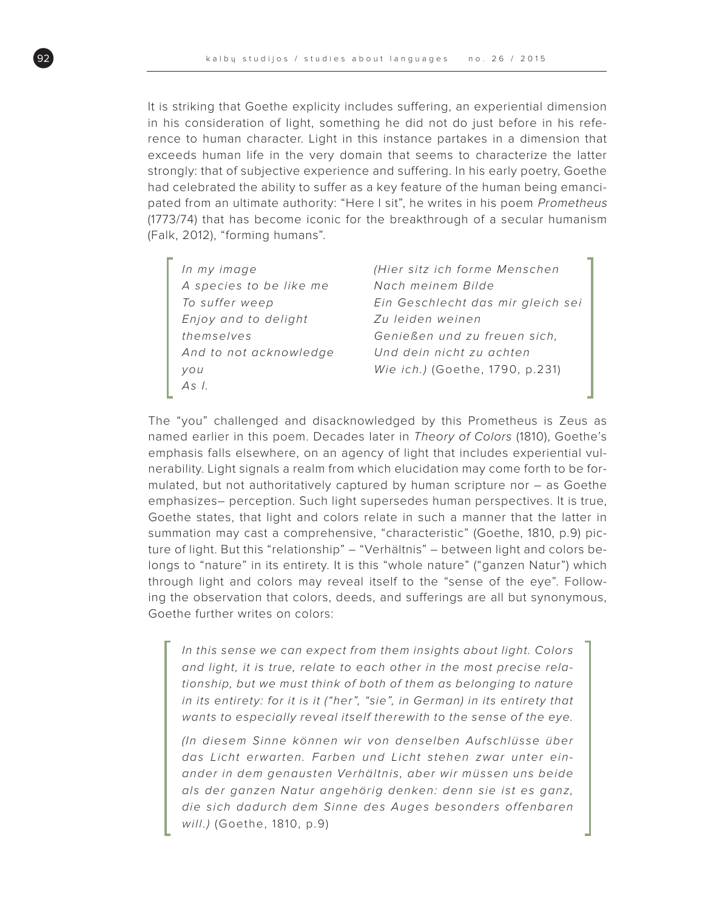It is striking that Goethe explicity includes suffering, an experiential dimension in his consideration of light, something he did not do just before in his reference to human character. Light in this instance partakes in a dimension that exceeds human life in the very domain that seems to characterize the latter strongly: that of subjective experience and suffering. In his early poetry, Goethe had celebrated the ability to suffer as a key feature of the human being emancipated from an ultimate authority: "Here I sit", he writes in his poem *Prometheus* (1773/74) that has become iconic for the breakthrough of a secular humanism (Falk, 2012), "forming humans".

> *In my image*
> *A species to be like me*
> *To suffer weep*
> *Enjoy and to delight themselves*
> *And to not acknowledge you*
> *As I.*
>
> *(Hier sitz ich forme Menschen*
> *Nach meinem Bilde*
> *Ein Geschlecht das mir gleich sei*
> *Zu leiden weinen*
> *Genießen und zu freuen sich,*
> *Und dein nicht zu achten*
> *Wie ich.)* (Goethe, 1790, p.231)

The "you" challenged and disacknowledged by this Prometheus is Zeus as named earlier in this poem. Decades later in *Theory of Colors* (1810), Goethe's emphasis falls elsewhere, on an agency of light that includes experiential vulnerability. Light signals a realm from which elucidation may come forth to be formulated, but not authoritatively captured by human scripture nor – as Goethe emphasizes– perception. Such light supersedes human perspectives. It is true, Goethe states, that light and colors relate in such a manner that the latter in summation may cast a comprehensive, "characteristic" (Goethe, 1810, p.9) picture of light. But this "relationship" – "Verhältnis" – between light and colors belongs to "nature" in its entirety. It is this "whole nature" ("ganzen Natur") which through light and colors may reveal itself to the "sense of the eye". Following the observation that colors, deeds, and sufferings are all but synonymous, Goethe further writes on colors:

> *In this sense we can expect from them insights about light. Colors and light, it is true, relate to each other in the most precise relationship, but we must think of both of them as belonging to nature in its entirety: for it is it ("her", "sie", in German) in its entirety that wants to especially reveal itself therewith to the sense of the eye.*
>
> *(In diesem Sinne können wir von denselben Aufschlüsse über das Licht erwarten. Farben und Licht stehen zwar unter einander in dem genausten Verhältnis, aber wir müssen uns beide als der ganzen Natur angehörig denken: denn sie ist es ganz, die sich dadurch dem Sinne des Auges besonders offenbaren will.)* (Goethe, 1810, p.9)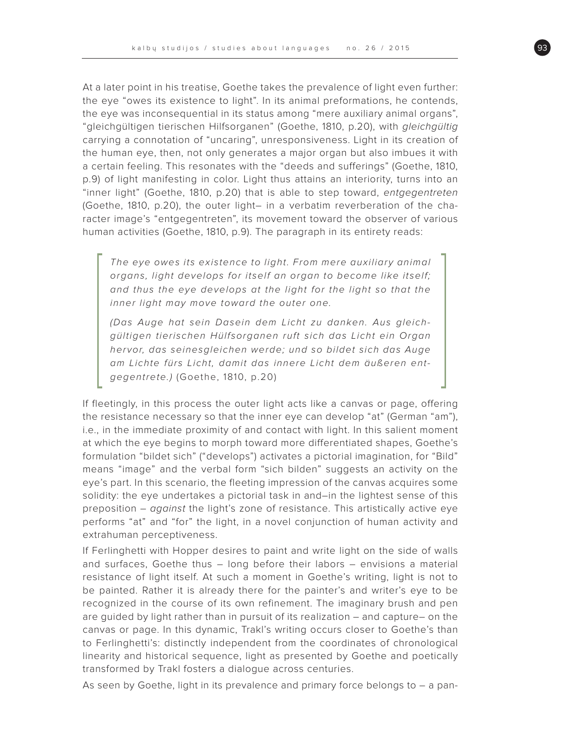At a later point in his treatise, Goethe takes the prevalence of light even further: the eye "owes its existence to light". In its animal preformations, he contends, the eye was inconsequential in its status among "mere auxiliary animal organs", "gleichgültigen tierischen Hilfsorganen" (Goethe, 1810, p.20), with *gleichgültig* carrying a connotation of "uncaring", unresponsiveness. Light in its creation of the human eye, then, not only generates a major organ but also imbues it with a certain feeling. This resonates with the "deeds and sufferings" (Goethe, 1810, p.9) of light manifesting in color. Light thus attains an interiority, turns into an "inner light" (Goethe, 1810, p.20) that is able to step toward, *entgegentreten* (Goethe, 1810, p.20), the outer light– in a verbatim reverberation of the character image's "entgegentreten", its movement toward the observer of various human activities (Goethe, 1810, p.9). The paragraph in its entirety reads:

> *The eye owes its existence to light. From mere auxiliary animal organs, light develops for itself an organ to become like itself; and thus the eye develops at the light for the light so that the inner light may move toward the outer one.*
>
> *(Das Auge hat sein Dasein dem Licht zu danken. Aus gleichgültigen tierischen Hülfsorganen ruft sich das Licht ein Organ hervor, das seinesgleichen werde; und so bildet sich das Auge am Lichte fürs Licht, damit das innere Licht dem äußeren entgegentrete.)* (Goethe, 1810, p.20)

If fleetingly, in this process the outer light acts like a canvas or page, offering the resistance necessary so that the inner eye can develop "at" (German "am"), i.e., in the immediate proximity of and contact with light. In this salient moment at which the eye begins to morph toward more differentiated shapes, Goethe's formulation "bildet sich" ("develops") activates a pictorial imagination, for "Bild" means "image" and the verbal form "sich bilden" suggests an activity on the eye's part. In this scenario, the fleeting impression of the canvas acquires some solidity: the eye undertakes a pictorial task in and–in the lightest sense of this preposition – *against* the light's zone of resistance. This artistically active eye performs "at" and "for" the light, in a novel conjunction of human activity and extrahuman perceptiveness.

If Ferlinghetti with Hopper desires to paint and write light on the side of walls and surfaces, Goethe thus – long before their labors – envisions a material resistance of light itself. At such a moment in Goethe's writing, light is not to be painted. Rather it is already there for the painter's and writer's eye to be recognized in the course of its own refinement. The imaginary brush and pen are guided by light rather than in pursuit of its realization – and capture– on the canvas or page. In this dynamic, Trakl's writing occurs closer to Goethe's than to Ferlinghetti's: distinctly independent from the coordinates of chronological linearity and historical sequence, light as presented by Goethe and poetically transformed by Trakl fosters a dialogue across centuries.

As seen by Goethe, light in its prevalence and primary force belongs to – a pan-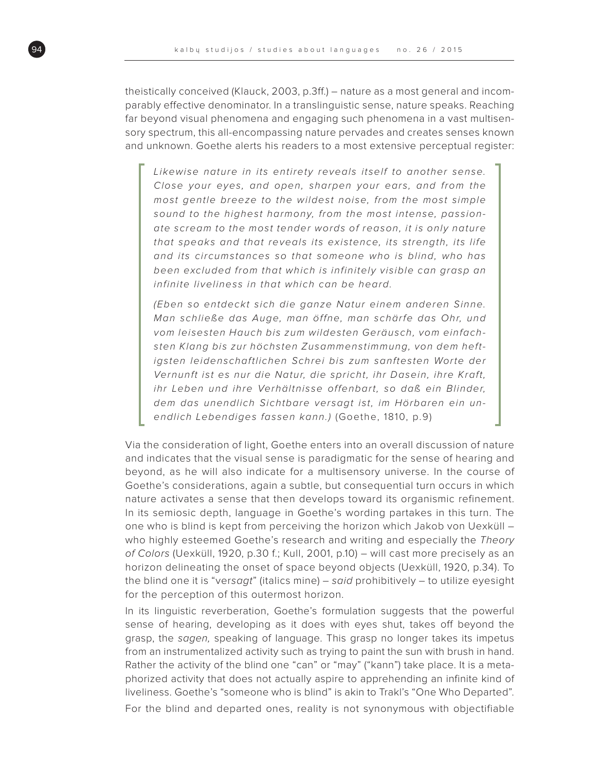theistically conceived (Klauck, 2003, p.3ff.) – nature as a most general and incomparably effective denominator. In a translinguistic sense, nature speaks. Reaching far beyond visual phenomena and engaging such phenomena in a vast multisensory spectrum, this all-encompassing nature pervades and creates senses known and unknown. Goethe alerts his readers to a most extensive perceptual register:

> *Likewise nature in its entirety reveals itself to another sense. Close your eyes, and open, sharpen your ears, and from the most gentle breeze to the wildest noise, from the most simple sound to the highest harmony, from the most intense, passionate scream to the most tender words of reason, it is only nature that speaks and that reveals its existence, its strength, its life and its circumstances so that someone who is blind, who has been excluded from that which is infinitely visible can grasp an infinite liveliness in that which can be heard.*
>
> *(Eben so entdeckt sich die ganze Natur einem anderen Sinne. Man schließe das Auge, man öffne, man schärfe das Ohr, und vom leisesten Hauch bis zum wildesten Geräusch, vom einfachsten Klang bis zur höchsten Zusammenstimmung, von dem heftigsten leidenschaftlichen Schrei bis zum sanftesten Worte der Vernunft ist es nur die Natur, die spricht, ihr Dasein, ihre Kraft, ihr Leben und ihre Verhältnisse offenbart, so daß ein Blinder, dem das unendlich Sichtbare versagt ist, im Hörbaren ein unendlich Lebendiges fassen kann.)* (Goethe, 1810, p.9)

Via the consideration of light, Goethe enters into an overall discussion of nature and indicates that the visual sense is paradigmatic for the sense of hearing and beyond, as he will also indicate for a multisensory universe. In the course of Goethe's considerations, again a subtle, but consequential turn occurs in which nature activates a sense that then develops toward its organismic refinement. In its semiosic depth, language in Goethe's wording partakes in this turn. The one who is blind is kept from perceiving the horizon which Jakob von Uexküll – who highly esteemed Goethe's research and writing and especially the *Theory of Colors* (Uexküll, 1920, p.30 f.; Kull, 2001, p.10) – will cast more precisely as an horizon delineating the onset of space beyond objects (Uexküll, 1920, p.34). To the blind one it is "ver*sagt*" (italics mine) – *said* prohibitively – to utilize eyesight for the perception of this outermost horizon.

In its linguistic reverberation, Goethe's formulation suggests that the powerful sense of hearing, developing as it does with eyes shut, takes off beyond the grasp, the *sagen,* speaking of language. This grasp no longer takes its impetus from an instrumentalized activity such as trying to paint the sun with brush in hand. Rather the activity of the blind one "can" or "may" ("kann") take place. It is a metaphorized activity that does not actually aspire to apprehending an infinite kind of liveliness. Goethe's "someone who is blind" is akin to Trakl's "One Who Departed".

For the blind and departed ones, reality is not synonymous with objectifiable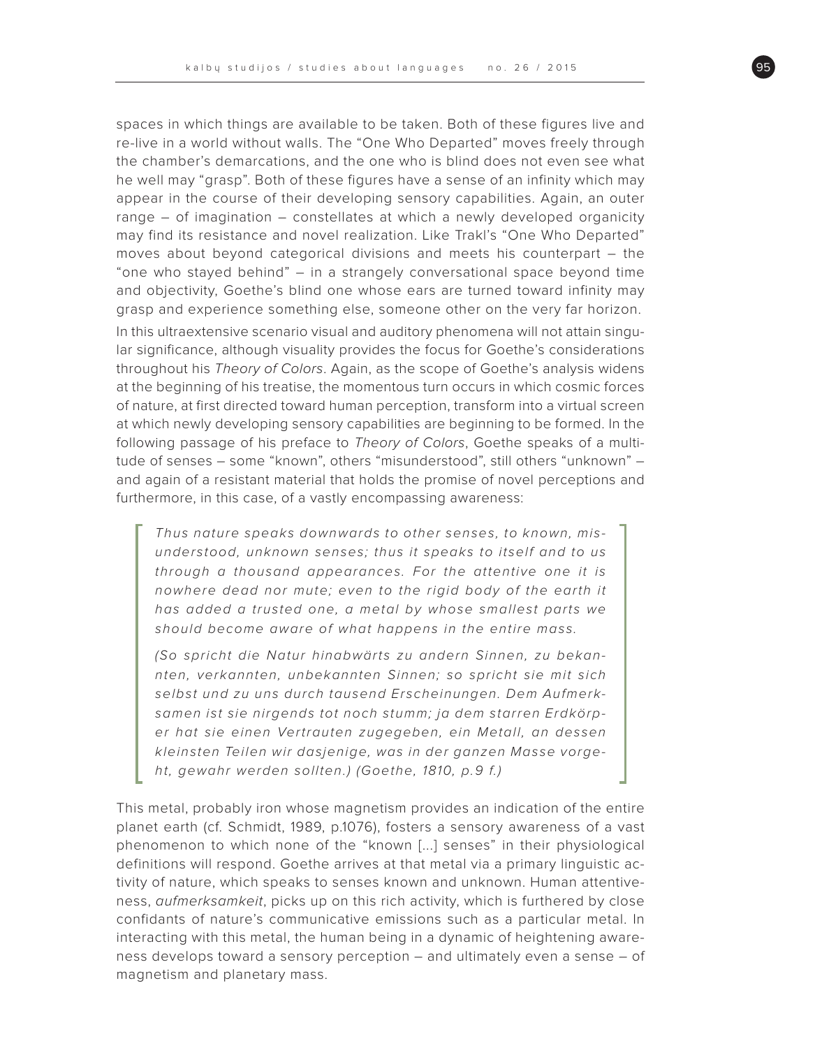spaces in which things are available to be taken. Both of these figures live and re-live in a world without walls. The "One Who Departed" moves freely through the chamber's demarcations, and the one who is blind does not even see what he well may "grasp". Both of these figures have a sense of an infinity which may appear in the course of their developing sensory capabilities. Again, an outer range – of imagination – constellates at which a newly developed organicity may find its resistance and novel realization. Like Trakl's "One Who Departed" moves about beyond categorical divisions and meets his counterpart – the "one who stayed behind" – in a strangely conversational space beyond time and objectivity, Goethe's blind one whose ears are turned toward infinity may grasp and experience something else, someone other on the very far horizon.

In this ultraextensive scenario visual and auditory phenomena will not attain singular significance, although visuality provides the focus for Goethe's considerations throughout his *Theory of Colors*. Again, as the scope of Goethe's analysis widens at the beginning of his treatise, the momentous turn occurs in which cosmic forces of nature, at first directed toward human perception, transform into a virtual screen at which newly developing sensory capabilities are beginning to be formed. In the following passage of his preface to *Theory of Colors*, Goethe speaks of a multitude of senses – some "known", others "misunderstood", still others "unknown" – and again of a resistant material that holds the promise of novel perceptions and furthermore, in this case, of a vastly encompassing awareness:

> *Thus nature speaks downwards to other senses, to known, misunderstood, unknown senses; thus it speaks to itself and to us through a thousand appearances. For the attentive one it is nowhere dead nor mute; even to the rigid body of the earth it has added a trusted one, a metal by whose smallest parts we should become aware of what happens in the entire mass.*
>
> *(So spricht die Natur hinabwärts zu andern Sinnen, zu bekannten, verkannten, unbekannten Sinnen; so spricht sie mit sich selbst und zu uns durch tausend Erscheinungen. Dem Aufmerksamen ist sie nirgends tot noch stumm; ja dem starren Erdkörper hat sie einen Vertrauten zugegeben, ein Metall, an dessen kleinsten Teilen wir dasjenige, was in der ganzen Masse vorgeht, gewahr werden sollten.) (Goethe, 1810, p.9 f.)*

This metal, probably iron whose magnetism provides an indication of the entire planet earth (cf. Schmidt, 1989, p.1076), fosters a sensory awareness of a vast phenomenon to which none of the "known [...] senses" in their physiological definitions will respond. Goethe arrives at that metal via a primary linguistic activity of nature, which speaks to senses known and unknown. Human attentiveness, *aufmerksamkeit*, picks up on this rich activity, which is furthered by close confidants of nature's communicative emissions such as a particular metal. In interacting with this metal, the human being in a dynamic of heightening awareness develops toward a sensory perception – and ultimately even a sense – of magnetism and planetary mass.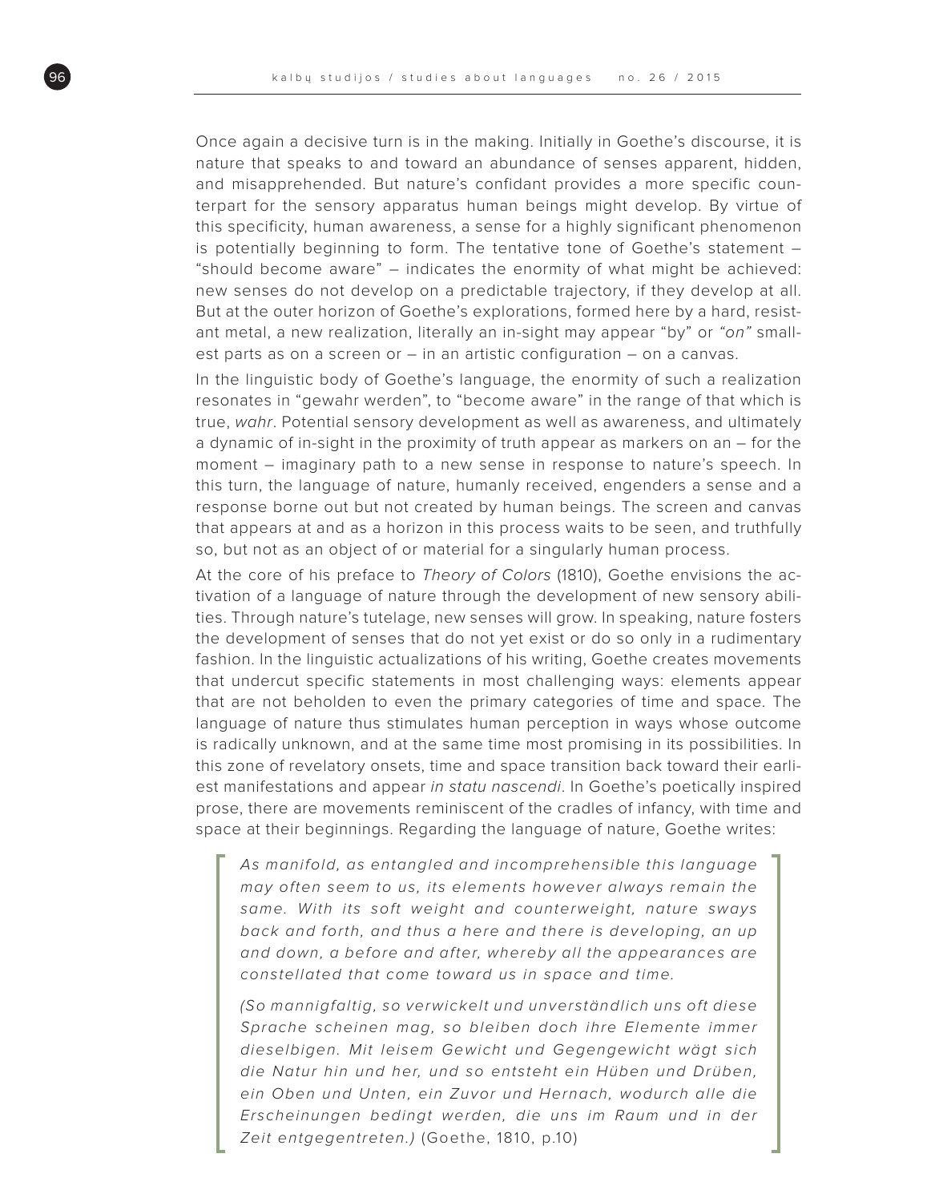Once again a decisive turn is in the making. Initially in Goethe's discourse, it is nature that speaks to and toward an abundance of senses apparent, hidden, and misapprehended. But nature's confidant provides a more specific counterpart for the sensory apparatus human beings might develop. By virtue of this specificity, human awareness, a sense for a highly significant phenomenon is potentially beginning to form. The tentative tone of Goethe's statement – "should become aware" – indicates the enormity of what might be achieved: new senses do not develop on a predictable trajectory, if they develop at all. But at the outer horizon of Goethe's explorations, formed here by a hard, resistant metal, a new realization, literally an in-sight may appear "by" or *"on"* smallest parts as on a screen or – in an artistic configuration – on a canvas.

In the linguistic body of Goethe's language, the enormity of such a realization resonates in "gewahr werden", to "become aware" in the range of that which is true, *wahr*. Potential sensory development as well as awareness, and ultimately a dynamic of in-sight in the proximity of truth appear as markers on an – for the moment – imaginary path to a new sense in response to nature's speech. In this turn, the language of nature, humanly received, engenders a sense and a response borne out but not created by human beings. The screen and canvas that appears at and as a horizon in this process waits to be seen, and truthfully so, but not as an object of or material for a singularly human process.

At the core of his preface to *Theory of Colors* (1810), Goethe envisions the activation of a language of nature through the development of new sensory abilities. Through nature's tutelage, new senses will grow. In speaking, nature fosters the development of senses that do not yet exist or do so only in a rudimentary fashion. In the linguistic actualizations of his writing, Goethe creates movements that undercut specific statements in most challenging ways: elements appear that are not beholden to even the primary categories of time and space. The language of nature thus stimulates human perception in ways whose outcome is radically unknown, and at the same time most promising in its possibilities. In this zone of revelatory onsets, time and space transition back toward their earliest manifestations and appear *in statu nascendi*. In Goethe's poetically inspired prose, there are movements reminiscent of the cradles of infancy, with time and space at their beginnings. Regarding the language of nature, Goethe writes:

> *As manifold, as entangled and incomprehensible this language may often seem to us, its elements however always remain the same. With its soft weight and counterweight, nature sways back and forth, and thus a here and there is developing, an up and down, a before and after, whereby all the appearances are constellated that come toward us in space and time.*
>
> *(So mannigfaltig, so verwickelt und unverständlich uns oft diese Sprache scheinen mag, so bleiben doch ihre Elemente immer dieselbigen. Mit leisem Gewicht und Gegengewicht wägt sich die Natur hin und her, und so entsteht ein Hüben und Drüben, ein Oben und Unten, ein Zuvor und Hernach, wodurch alle die Erscheinungen bedingt werden, die uns im Raum und in der Zeit entgegentreten.)* (Goethe, 1810, p.10)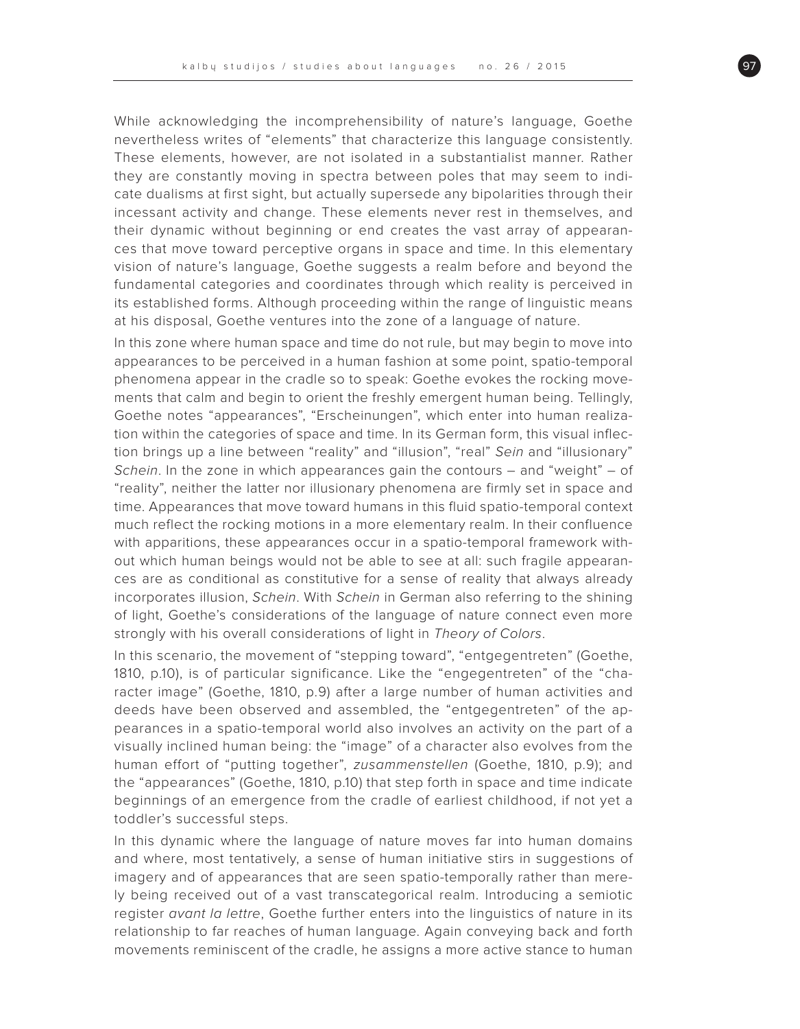While acknowledging the incomprehensibility of nature's language, Goethe nevertheless writes of "elements" that characterize this language consistently. These elements, however, are not isolated in a substantialist manner. Rather they are constantly moving in spectra between poles that may seem to indicate dualisms at first sight, but actually supersede any bipolarities through their incessant activity and change. These elements never rest in themselves, and their dynamic without beginning or end creates the vast array of appearances that move toward perceptive organs in space and time. In this elementary vision of nature's language, Goethe suggests a realm before and beyond the fundamental categories and coordinates through which reality is perceived in its established forms. Although proceeding within the range of linguistic means at his disposal, Goethe ventures into the zone of a language of nature.

In this zone where human space and time do not rule, but may begin to move into appearances to be perceived in a human fashion at some point, spatio-temporal phenomena appear in the cradle so to speak: Goethe evokes the rocking movements that calm and begin to orient the freshly emergent human being. Tellingly, Goethe notes "appearances", "Erscheinungen", which enter into human realization within the categories of space and time. In its German form, this visual inflection brings up a line between "reality" and "illusion", "real" *Sein* and "illusionary" *Schein*. In the zone in which appearances gain the contours – and "weight" – of "reality", neither the latter nor illusionary phenomena are firmly set in space and time. Appearances that move toward humans in this fluid spatio-temporal context much reflect the rocking motions in a more elementary realm. In their confluence with apparitions, these appearances occur in a spatio-temporal framework without which human beings would not be able to see at all: such fragile appearances are as conditional as constitutive for a sense of reality that always already incorporates illusion, *Schein*. With *Schein* in German also referring to the shining of light, Goethe's considerations of the language of nature connect even more strongly with his overall considerations of light in *Theory of Colors*.

In this scenario, the movement of "stepping toward", "entgegentreten" (Goethe, 1810, p.10), is of particular significance. Like the "engegentreten" of the "character image" (Goethe, 1810, p.9) after a large number of human activities and deeds have been observed and assembled, the "entgegentreten" of the appearances in a spatio-temporal world also involves an activity on the part of a visually inclined human being: the "image" of a character also evolves from the human effort of "putting together", *zusammenstellen* (Goethe, 1810, p.9); and the "appearances" (Goethe, 1810, p.10) that step forth in space and time indicate beginnings of an emergence from the cradle of earliest childhood, if not yet a toddler's successful steps.

In this dynamic where the language of nature moves far into human domains and where, most tentatively, a sense of human initiative stirs in suggestions of imagery and of appearances that are seen spatio-temporally rather than merely being received out of a vast transcategorical realm. Introducing a semiotic register *avant la lettre*, Goethe further enters into the linguistics of nature in its relationship to far reaches of human language. Again conveying back and forth movements reminiscent of the cradle, he assigns a more active stance to human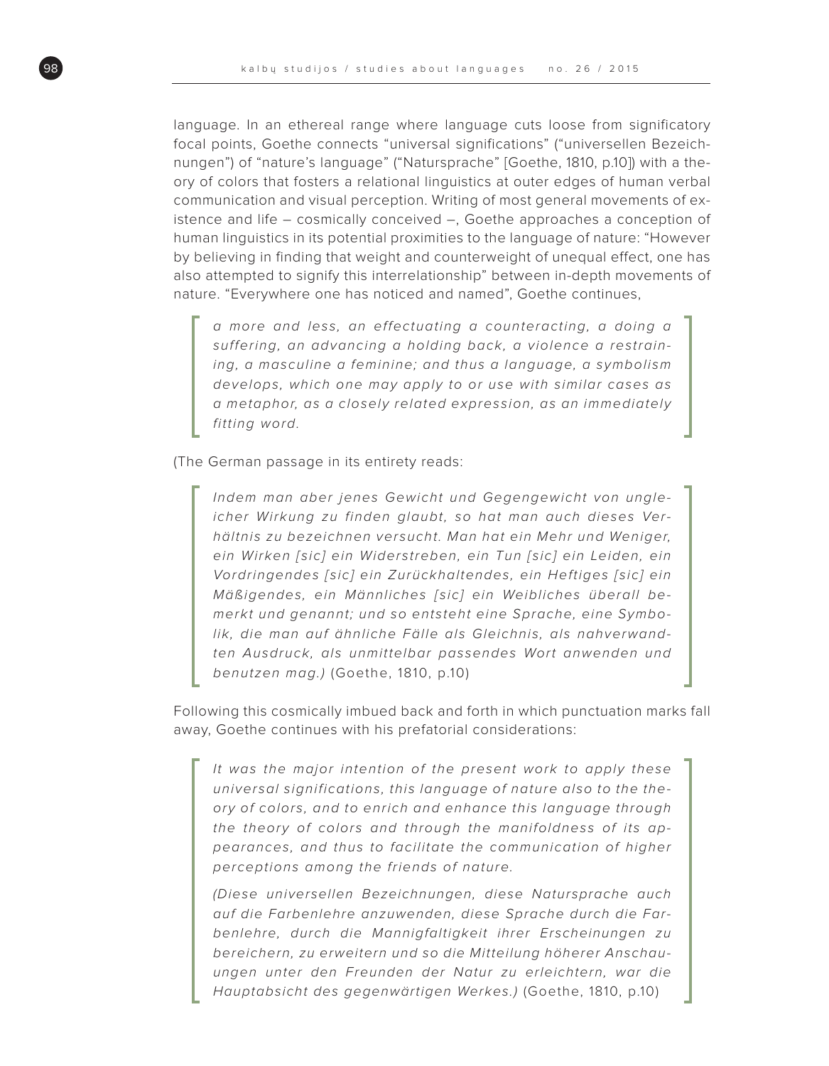language. In an ethereal range where language cuts loose from significatory focal points, Goethe connects "universal significations" ("universellen Bezeichnungen") of "nature's language" ("Natursprache" [Goethe, 1810, p.10]) with a theory of colors that fosters a relational linguistics at outer edges of human verbal communication and visual perception. Writing of most general movements of existence and life – cosmically conceived –, Goethe approaches a conception of human linguistics in its potential proximities to the language of nature: "However by believing in finding that weight and counterweight of unequal effect, one has also attempted to signify this interrelationship" between in-depth movements of nature. "Everywhere one has noticed and named", Goethe continues,

> *a more and less, an effectuating a counteracting, a doing a suffering, an advancing a holding back, a violence a restraining, a masculine a feminine; and thus a language, a symbolism develops, which one may apply to or use with similar cases as a metaphor, as a closely related expression, as an immediately fitting word.*

(The German passage in its entirety reads:

> *Indem man aber jenes Gewicht und Gegengewicht von ungleicher Wirkung zu finden glaubt, so hat man auch dieses Verhältnis zu bezeichnen versucht. Man hat ein Mehr und Weniger, ein Wirken [sic] ein Widerstreben, ein Tun [sic] ein Leiden, ein Vordringendes [sic] ein Zurückhaltendes, ein Heftiges [sic] ein Mäßigendes, ein Männliches [sic] ein Weibliches überall bemerkt und genannt; und so entsteht eine Sprache, eine Symbolik, die man auf ähnliche Fälle als Gleichnis, als nahverwandten Ausdruck, als unmittelbar passendes Wort anwenden und benutzen mag.)* (Goethe, 1810, p.10)

Following this cosmically imbued back and forth in which punctuation marks fall away, Goethe continues with his prefatorial considerations:

> *It was the major intention of the present work to apply these universal significations, this language of nature also to the theory of colors, and to enrich and enhance this language through the theory of colors and through the manifoldness of its appearances, and thus to facilitate the communication of higher perceptions among the friends of nature.*
>
> *(Diese universellen Bezeichnungen, diese Natursprache auch auf die Farbenlehre anzuwenden, diese Sprache durch die Farbenlehre, durch die Mannigfaltigkeit ihrer Erscheinungen zu bereichern, zu erweitern und so die Mitteilung höherer Anschauungen unter den Freunden der Natur zu erleichtern, war die Hauptabsicht des gegenwärtigen Werkes.)* (Goethe, 1810, p.10)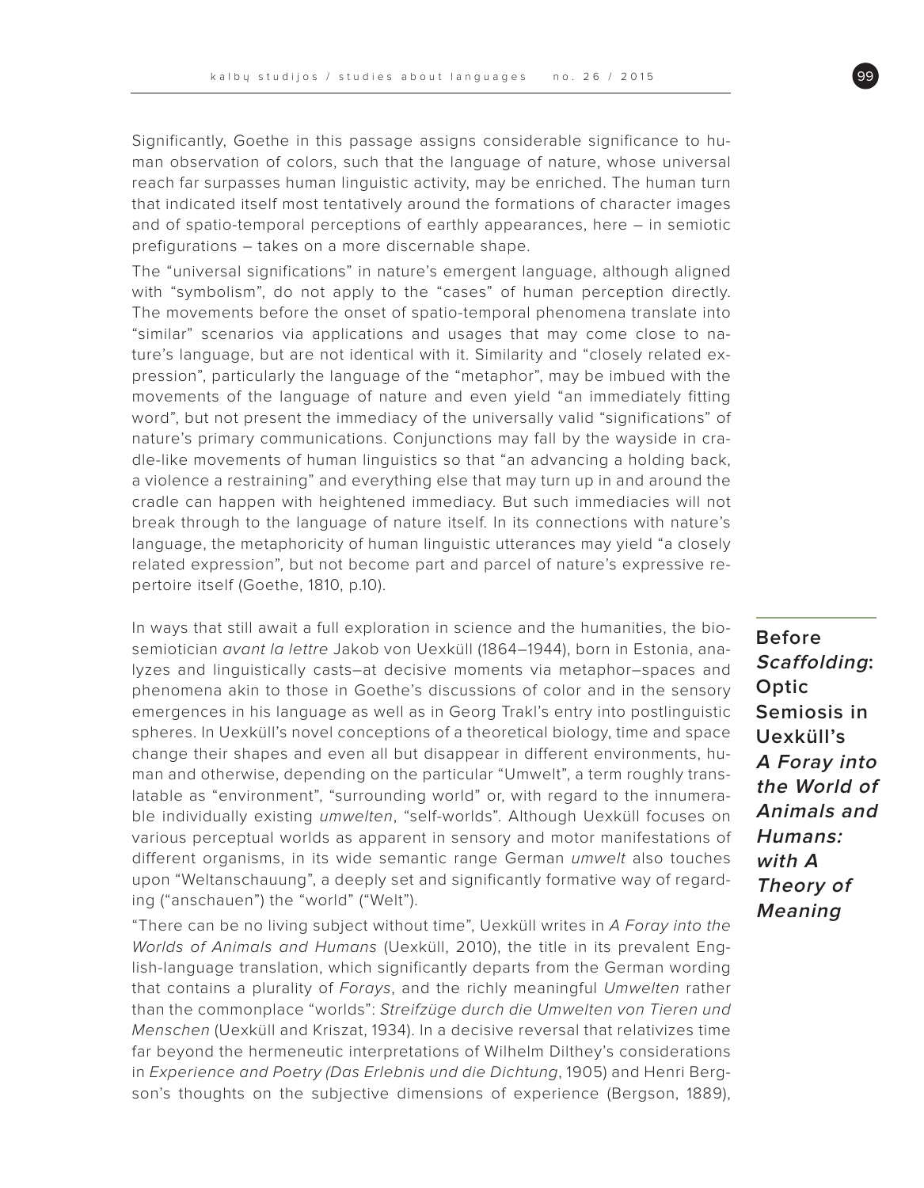Significantly, Goethe in this passage assigns considerable significance to human observation of colors, such that the language of nature, whose universal reach far surpasses human linguistic activity, may be enriched. The human turn that indicated itself most tentatively around the formations of character images and of spatio-temporal perceptions of earthly appearances, here – in semiotic prefigurations – takes on a more discernable shape.

The "universal significations" in nature's emergent language, although aligned with "symbolism", do not apply to the "cases" of human perception directly. The movements before the onset of spatio-temporal phenomena translate into "similar" scenarios via applications and usages that may come close to nature's language, but are not identical with it. Similarity and "closely related expression", particularly the language of the "metaphor", may be imbued with the movements of the language of nature and even yield "an immediately fitting word", but not present the immediacy of the universally valid "significations" of nature's primary communications. Conjunctions may fall by the wayside in cradle-like movements of human linguistics so that "an advancing a holding back, a violence a restraining" and everything else that may turn up in and around the cradle can happen with heightened immediacy. But such immediacies will not break through to the language of nature itself. In its connections with nature's language, the metaphoricity of human linguistic utterances may yield "a closely related expression", but not become part and parcel of nature's expressive repertoire itself (Goethe, 1810, p.10).

## Before *Scaffolding*: Optic Semiosis in Uexküll's *A Foray into the World of Animals and Humans: with A Theory of Meaning*

In ways that still await a full exploration in science and the humanities, the biosemiotician *avant la lettre* Jakob von Uexküll (1864–1944), born in Estonia, analyzes and linguistically casts–at decisive moments via metaphor–spaces and phenomena akin to those in Goethe's discussions of color and in the sensory emergences in his language as well as in Georg Trakl's entry into postlinguistic spheres. In Uexküll's novel conceptions of a theoretical biology, time and space change their shapes and even all but disappear in different environments, human and otherwise, depending on the particular "Umwelt", a term roughly translatable as "environment", "surrounding world" or, with regard to the innumerable individually existing *umwelten*, "self-worlds". Although Uexküll focuses on various perceptual worlds as apparent in sensory and motor manifestations of different organisms, in its wide semantic range German *umwelt* also touches upon "Weltanschauung", a deeply set and significantly formative way of regarding ("anschauen") the "world" ("Welt").

"There can be no living subject without time", Uexküll writes in *A Foray into the Worlds of Animals and Humans* (Uexküll, 2010), the title in its prevalent English-language translation, which significantly departs from the German wording that contains a plurality of *Forays*, and the richly meaningful *Umwelten* rather than the commonplace "worlds": *Streifzüge durch die Umwelten von Tieren und Menschen* (Uexküll and Kriszat, 1934). In a decisive reversal that relativizes time far beyond the hermeneutic interpretations of Wilhelm Dilthey's considerations in *Experience and Poetry (Das Erlebnis und die Dichtung*, 1905) and Henri Bergson's thoughts on the subjective dimensions of experience (Bergson, 1889),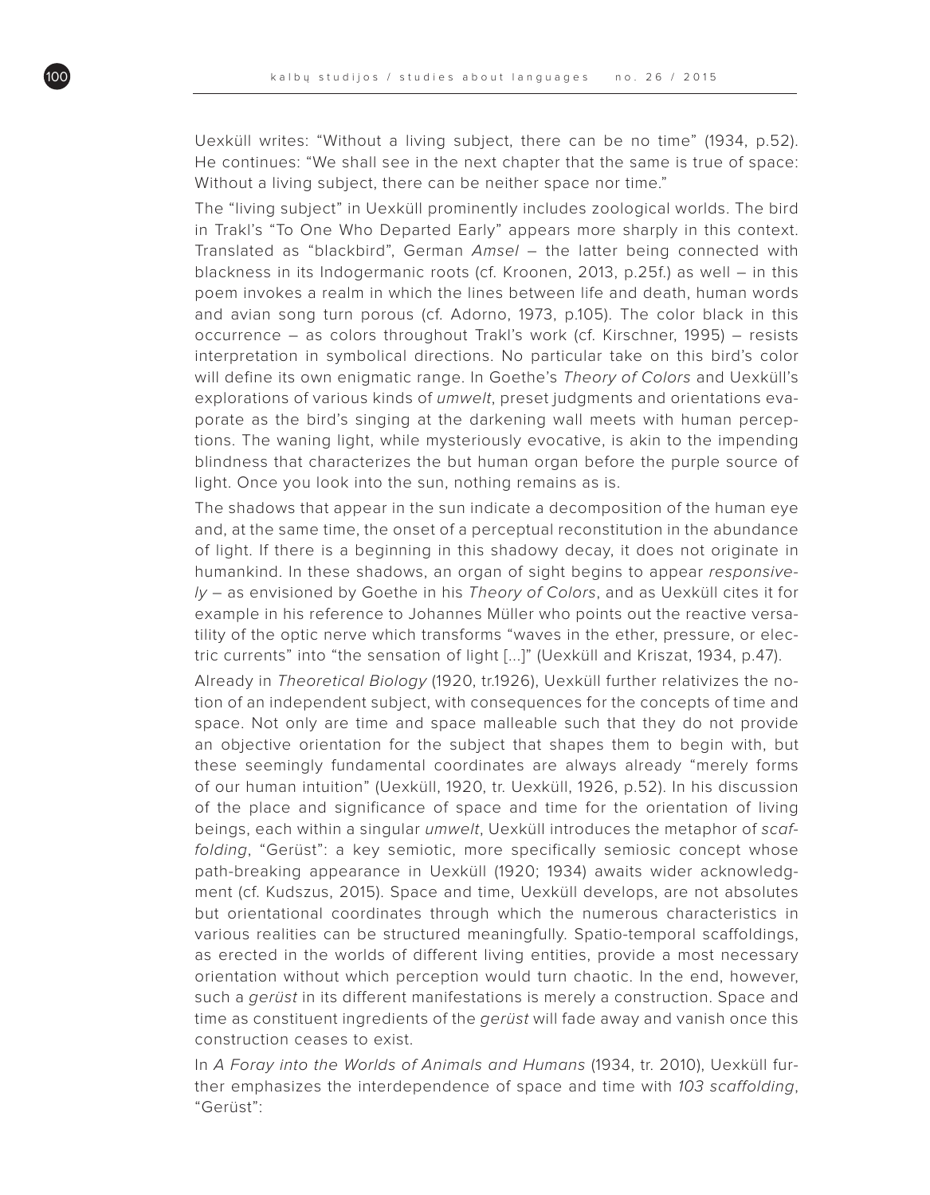Uexküll writes: “Without a living subject, there can be no time” (1934, p.52). He continues: “We shall see in the next chapter that the same is true of space: Without a living subject, there can be neither space nor time.”

The “living subject” in Uexküll prominently includes zoological worlds. The bird in Trakl’s “To One Who Departed Early” appears more sharply in this context. Translated as “blackbird”, German *Amsel* – the latter being connected with blackness in its Indogermanic roots (cf. Kroonen, 2013, p.25f.) as well – in this poem invokes a realm in which the lines between life and death, human words and avian song turn porous (cf. Adorno, 1973, p.105). The color black in this occurrence – as colors throughout Trakl’s work (cf. Kirschner, 1995) – resists interpretation in symbolical directions. No particular take on this bird’s color will define its own enigmatic range. In Goethe’s *Theory of Colors* and Uexküll’s explorations of various kinds of *umwelt*, preset judgments and orientations evaporate as the bird’s singing at the darkening wall meets with human perceptions. The waning light, while mysteriously evocative, is akin to the impending blindness that characterizes the but human organ before the purple source of light. Once you look into the sun, nothing remains as is.

The shadows that appear in the sun indicate a decomposition of the human eye and, at the same time, the onset of a perceptual reconstitution in the abundance of light. If there is a beginning in this shadowy decay, it does not originate in humankind. In these shadows, an organ of sight begins to appear *responsively* – as envisioned by Goethe in his *Theory of Colors*, and as Uexküll cites it for example in his reference to Johannes Müller who points out the reactive versatility of the optic nerve which transforms “waves in the ether, pressure, or electric currents” into “the sensation of light [...]” (Uexküll and Kriszat, 1934, p.47).

Already in *Theoretical Biology* (1920, tr.1926), Uexküll further relativizes the notion of an independent subject, with consequences for the concepts of time and space. Not only are time and space malleable such that they do not provide an objective orientation for the subject that shapes them to begin with, but these seemingly fundamental coordinates are always already “merely forms of our human intuition” (Uexküll, 1920, tr. Uexküll, 1926, p.52). In his discussion of the place and significance of space and time for the orientation of living beings, each within a singular *umwelt,* Uexküll introduces the metaphor of *scaffolding*, “Gerüst”: a key semiotic, more specifically semiosic concept whose path-breaking appearance in Uexküll (1920; 1934) awaits wider acknowledgment (cf. Kudszus, 2015). Space and time, Uexküll develops, are not absolutes but orientational coordinates through which the numerous characteristics in various realities can be structured meaningfully. Spatio-temporal scaffoldings, as erected in the worlds of different living entities, provide a most necessary orientation without which perception would turn chaotic. In the end, however, such a *gerüst* in its different manifestations is merely a construction. Space and time as constituent ingredients of the *gerüst* will fade away and vanish once this construction ceases to exist.

In *A Foray into the Worlds of Animals and Humans* (1934, tr. 2010), Uexküll further emphasizes the interdependence of space and time with *103 scaffolding*, “Gerüst”: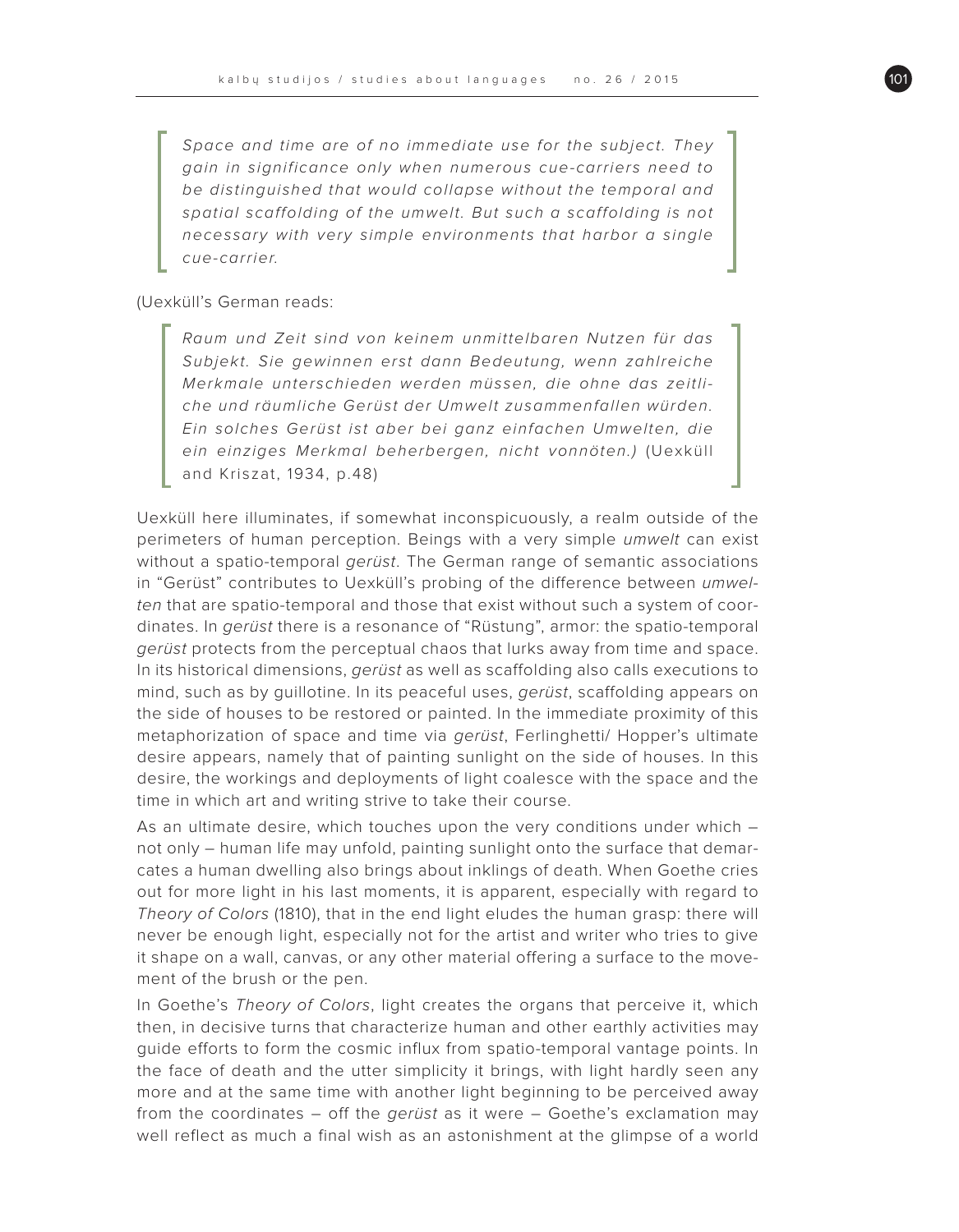> *Space and time are of no immediate use for the subject. They gain in significance only when numerous cue-carriers need to be distinguished that would collapse without the temporal and spatial scaffolding of the umwelt. But such a scaffolding is not necessary with very simple environments that harbor a single cue-carrier.*

(Uexküll's German reads:

> *Raum und Zeit sind von keinem unmittelbaren Nutzen für das Subjekt. Sie gewinnen erst dann Bedeutung, wenn zahlreiche Merkmale unterschieden werden müssen, die ohne das zeitliche und räumliche Gerüst der Umwelt zusammenfallen würden. Ein solches Gerüst ist aber bei ganz einfachen Umwelten, die ein einziges Merkmal beherbergen, nicht vonnöten.)* (Uexküll and Kriszat, 1934, p.48)

Uexküll here illuminates, if somewhat inconspicuously, a realm outside of the perimeters of human perception. Beings with a very simple *umwelt* can exist without a spatio-temporal *gerüst*. The German range of semantic associations in "Gerüst" contributes to Uexküll's probing of the difference between *umwelten* that are spatio-temporal and those that exist without such a system of coordinates. In *gerüst* there is a resonance of "Rüstung", armor: the spatio-temporal *gerüst* protects from the perceptual chaos that lurks away from time and space. In its historical dimensions, *gerüst* as well as scaffolding also calls executions to mind, such as by guillotine. In its peaceful uses, *gerüst*, scaffolding appears on the side of houses to be restored or painted. In the immediate proximity of this metaphorization of space and time via *gerüst*, Ferlinghetti/ Hopper's ultimate desire appears, namely that of painting sunlight on the side of houses. In this desire, the workings and deployments of light coalesce with the space and the time in which art and writing strive to take their course.

As an ultimate desire, which touches upon the very conditions under which – not only – human life may unfold, painting sunlight onto the surface that demarcates a human dwelling also brings about inklings of death. When Goethe cries out for more light in his last moments, it is apparent, especially with regard to *Theory of Colors* (1810), that in the end light eludes the human grasp: there will never be enough light, especially not for the artist and writer who tries to give it shape on a wall, canvas, or any other material offering a surface to the movement of the brush or the pen.

In Goethe's *Theory of Colors*, light creates the organs that perceive it, which then, in decisive turns that characterize human and other earthly activities may guide efforts to form the cosmic influx from spatio-temporal vantage points. In the face of death and the utter simplicity it brings, with light hardly seen any more and at the same time with another light beginning to be perceived away from the coordinates – off the *gerüst* as it were – Goethe's exclamation may well reflect as much a final wish as an astonishment at the glimpse of a world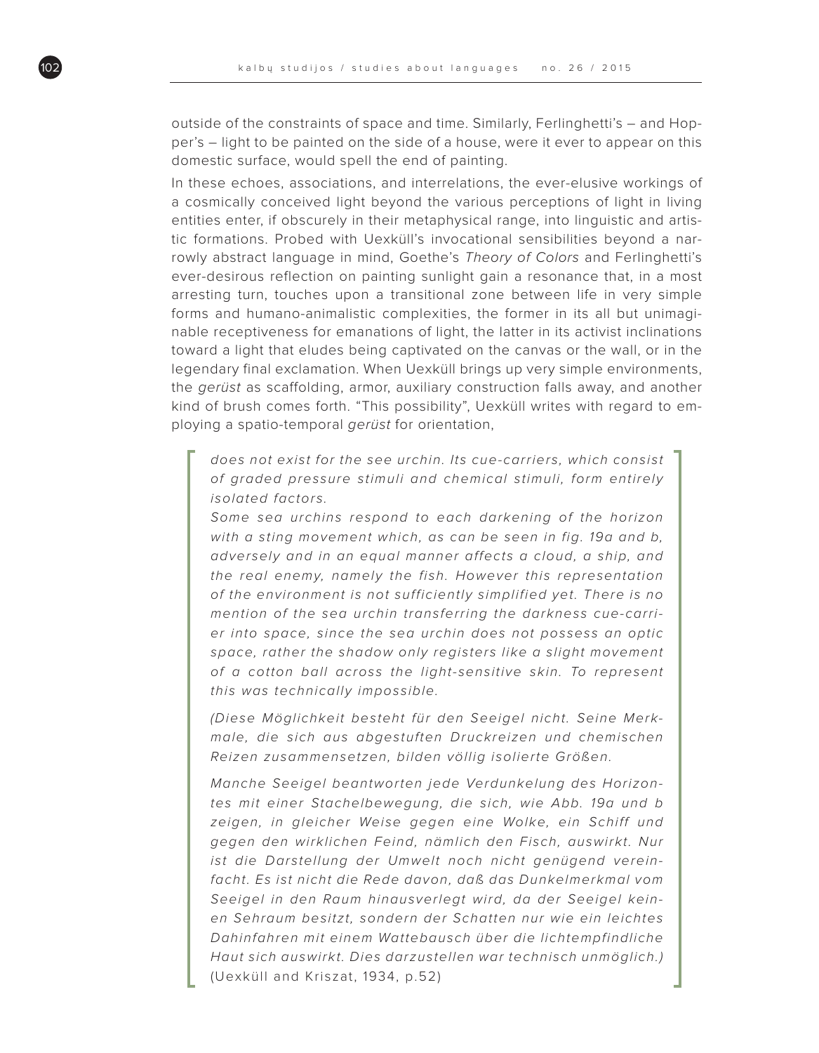outside of the constraints of space and time. Similarly, Ferlinghetti's – and Hopper's – light to be painted on the side of a house, were it ever to appear on this domestic surface, would spell the end of painting.

In these echoes, associations, and interrelations, the ever-elusive workings of a cosmically conceived light beyond the various perceptions of light in living entities enter, if obscurely in their metaphysical range, into linguistic and artistic formations. Probed with Uexküll's invocational sensibilities beyond a narrowly abstract language in mind, Goethe's *Theory of Colors* and Ferlinghetti's ever-desirous reflection on painting sunlight gain a resonance that, in a most arresting turn, touches upon a transitional zone between life in very simple forms and humano-animalistic complexities, the former in its all but unimaginable receptiveness for emanations of light, the latter in its activist inclinations toward a light that eludes being captivated on the canvas or the wall, or in the legendary final exclamation. When Uexküll brings up very simple environments, the *gerüst* as scaffolding, armor, auxiliary construction falls away, and another kind of brush comes forth. "This possibility", Uexküll writes with regard to employing a spatio-temporal *gerüst* for orientation,

> *does not exist for the see urchin. Its cue-carriers, which consist of graded pressure stimuli and chemical stimuli, form entirely isolated factors.*
>
> *Some sea urchins respond to each darkening of the horizon with a sting movement which, as can be seen in fig. 19a and b, adversely and in an equal manner affects a cloud, a ship, and the real enemy, namely the fish. However this representation of the environment is not sufficiently simplified yet. There is no mention of the sea urchin transferring the darkness cue-carrier into space, since the sea urchin does not possess an optic space, rather the shadow only registers like a slight movement of a cotton ball across the light-sensitive skin. To represent this was technically impossible.*
>
> *(Diese Möglichkeit besteht für den Seeigel nicht. Seine Merkmale, die sich aus abgestuften Druckreizen und chemischen Reizen zusammensetzen, bilden völlig isolierte Größen.*
>
> *Manche Seeigel beantworten jede Verdunkelung des Horizontes mit einer Stachelbewegung, die sich, wie Abb. 19a und b zeigen, in gleicher Weise gegen eine Wolke, ein Schiff und gegen den wirklichen Feind, nämlich den Fisch, auswirkt. Nur ist die Darstellung der Umwelt noch nicht genügend vereinfacht. Es ist nicht die Rede davon, daß das Dunkelmerkmal vom Seeigel in den Raum hinausverlegt wird, da der Seeigel keinen Sehraum besitzt, sondern der Schatten nur wie ein leichtes Dahinfahren mit einem Wattebausch über die lichtempfindliche Haut sich auswirkt. Dies darzustellen war technisch unmöglich.)* (Uexküll and Kriszat, 1934, p.52)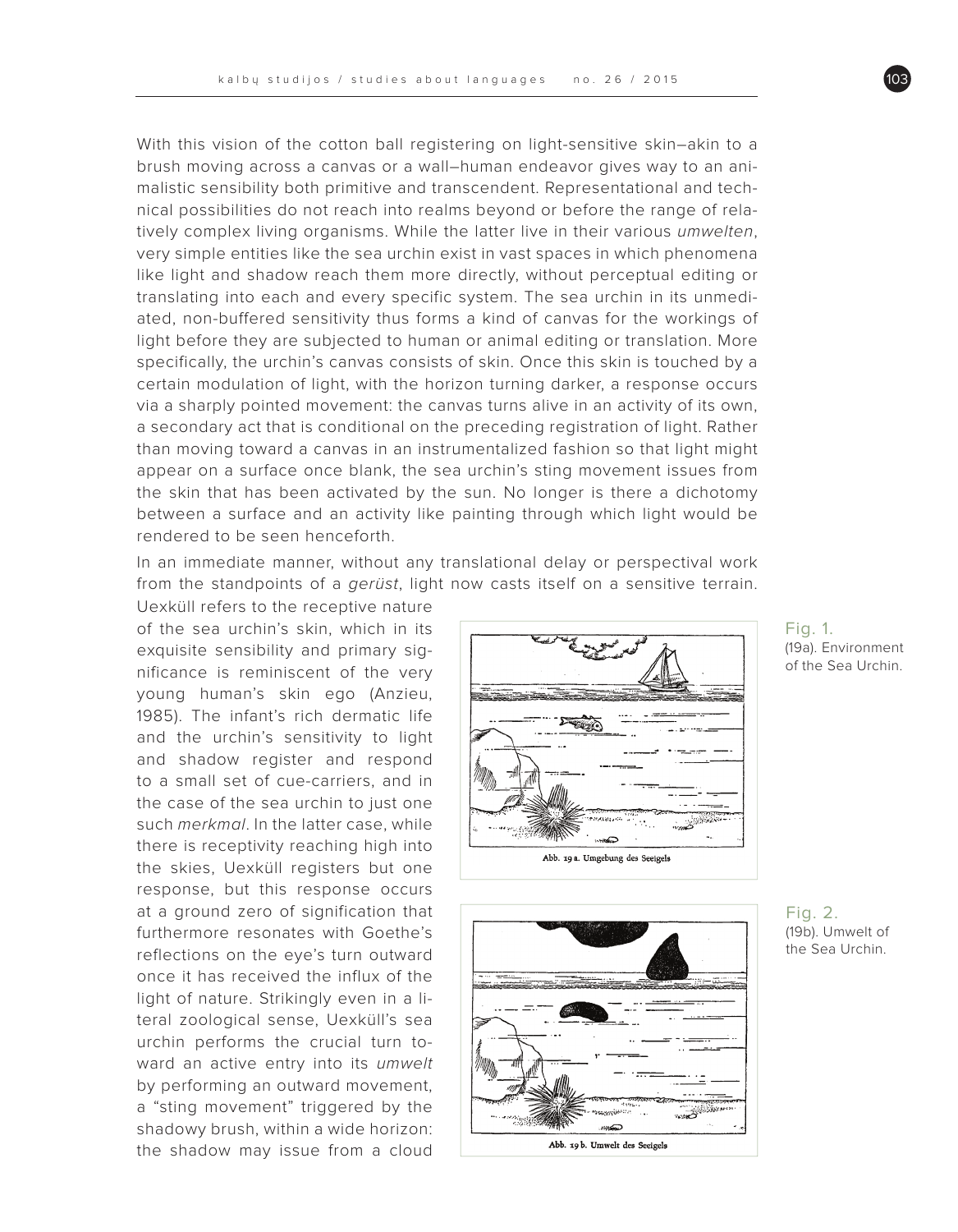With this vision of the cotton ball registering on light-sensitive skin–akin to a brush moving across a canvas or a wall–human endeavor gives way to an animalistic sensibility both primitive and transcendent. Representational and technical possibilities do not reach into realms beyond or before the range of relatively complex living organisms. While the latter live in their various *umwelten*, very simple entities like the sea urchin exist in vast spaces in which phenomena like light and shadow reach them more directly, without perceptual editing or translating into each and every specific system. The sea urchin in its unmediated, non-buffered sensitivity thus forms a kind of canvas for the workings of light before they are subjected to human or animal editing or translation. More specifically, the urchin's canvas consists of skin. Once this skin is touched by a certain modulation of light, with the horizon turning darker, a response occurs via a sharply pointed movement: the canvas turns alive in an activity of its own, a secondary act that is conditional on the preceding registration of light. Rather than moving toward a canvas in an instrumentalized fashion so that light might appear on a surface once blank, the sea urchin's sting movement issues from the skin that has been activated by the sun. No longer is there a dichotomy between a surface and an activity like painting through which light would be rendered to be seen henceforth.

In an immediate manner, without any translational delay or perspectival work from the standpoints of a *gerüst*, light now casts itself on a sensitive terrain. Uexküll refers to the receptive nature of the sea urchin's skin, which in its exquisite sensibility and primary significance is reminiscent of the very young human's skin ego (Anzieu, 1985). The infant's rich dermatic life and the urchin's sensitivity to light and shadow register and respond to a small set of cue-carriers, and in the case of the sea urchin to just one such *merkmal*. In the latter case, while there is receptivity reaching high into the skies, Uexküll registers but one response, but this response occurs at a ground zero of signification that furthermore resonates with Goethe's reflections on the eye's turn outward once it has received the influx of the light of nature. Strikingly even in a literal zoological sense, Uexküll's sea urchin performs the crucial turn toward an active entry into its *umwelt* by performing an outward movement, a "sting movement" triggered by the shadowy brush, within a wide horizon: the shadow may issue from a cloud

Abb. 19 a. Umgebung des Seeigels

Fig. 1. (19a). Environment of the Sea Urchin.

Abb. 19 b. Umwelt des Seeigels

Fig. 2. (19b). Umwelt of the Sea Urchin.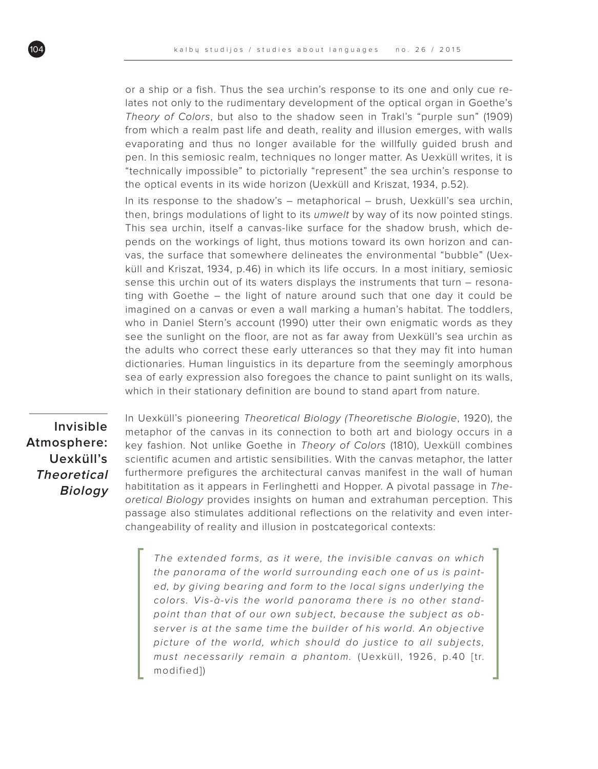or a ship or a fish. Thus the sea urchin's response to its one and only cue relates not only to the rudimentary development of the optical organ in Goethe's *Theory of Colors*, but also to the shadow seen in Trakl's "purple sun" (1909) from which a realm past life and death, reality and illusion emerges, with walls evaporating and thus no longer available for the willfully guided brush and pen. In this semiosic realm, techniques no longer matter. As Uexküll writes, it is "technically impossible" to pictorially "represent" the sea urchin's response to the optical events in its wide horizon (Uexküll and Kriszat, 1934, p.52).

In its response to the shadow's – metaphorical – brush, Uexküll's sea urchin, then, brings modulations of light to its *umwelt* by way of its now pointed stings. This sea urchin, itself a canvas-like surface for the shadow brush, which depends on the workings of light, thus motions toward its own horizon and canvas, the surface that somewhere delineates the environmental "bubble" (Uexküll and Kriszat, 1934, p.46) in which its life occurs. In a most initiary, semiosic sense this urchin out of its waters displays the instruments that turn – resonating with Goethe – the light of nature around such that one day it could be imagined on a canvas or even a wall marking a human's habitat. The toddlers, who in Daniel Stern's account (1990) utter their own enigmatic words as they see the sunlight on the floor, are not as far away from Uexküll's sea urchin as the adults who correct these early utterances so that they may fit into human dictionaries. Human linguistics in its departure from the seemingly amorphous sea of early expression also foregoes the chance to paint sunlight on its walls, which in their stationary definition are bound to stand apart from nature.

## Invisible Atmosphere: Uexküll's *Theoretical Biology*

In Uexküll's pioneering *Theoretical Biology (Theoretische Biologie*, 1920), the metaphor of the canvas in its connection to both art and biology occurs in a key fashion. Not unlike Goethe in *Theory of Colors* (1810), Uexküll combines scientific acumen and artistic sensibilities. With the canvas metaphor, the latter furthermore prefigures the architectural canvas manifest in the wall of human habititation as it appears in Ferlinghetti and Hopper. A pivotal passage in *Theoretical Biology* provides insights on human and extrahuman perception. This passage also stimulates additional reflections on the relativity and even interchangeability of reality and illusion in postcategorical contexts:

> *The extended forms, as it were, the invisible canvas on which the panorama of the world surrounding each one of us is painted, by giving bearing and form to the local signs underlying the colors. Vis-à-vis the world panorama there is no other standpoint than that of our own subject, because the subject as observer is at the same time the builder of his world. An objective picture of the world, which should do justice to all subjects, must necessarily remain a phantom.* (Uexküll, 1926, p.40 [tr. modified])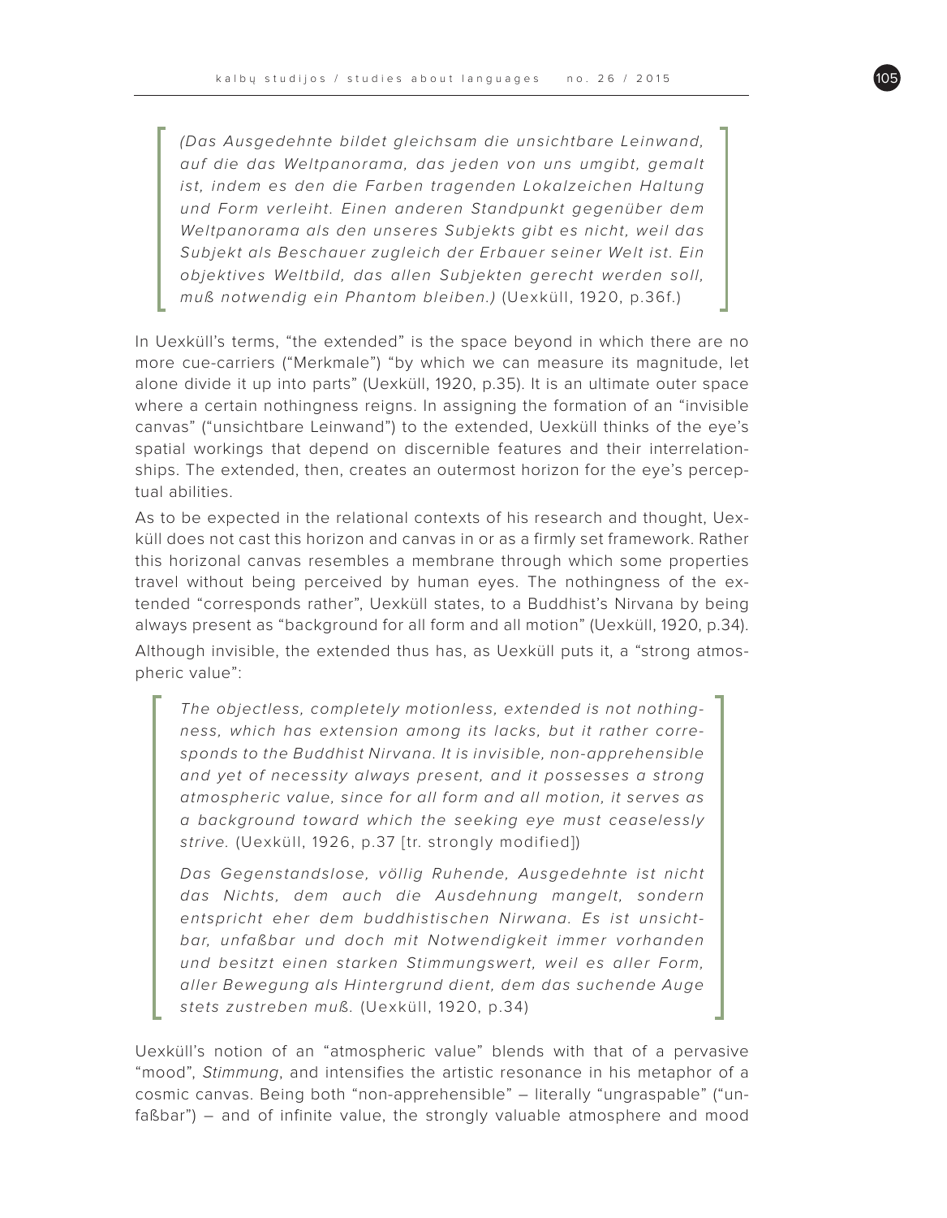> *(Das Ausgedehnte bildet gleichsam die unsichtbare Leinwand, auf die das Weltpanorama, das jeden von uns umgibt, gemalt ist, indem es den die Farben tragenden Lokalzeichen Haltung und Form verleiht. Einen anderen Standpunkt gegenüber dem Weltpanorama als den unseres Subjekts gibt es nicht, weil das Subjekt als Beschauer zugleich der Erbauer seiner Welt ist. Ein objektives Weltbild, das allen Subjekten gerecht werden soll, muß notwendig ein Phantom bleiben.)* (Uexküll, 1920, p.36f.)

In Uexküll's terms, "the extended" is the space beyond in which there are no more cue-carriers ("Merkmale") "by which we can measure its magnitude, let alone divide it up into parts" (Uexküll, 1920, p.35). It is an ultimate outer space where a certain nothingness reigns. In assigning the formation of an "invisible canvas" ("unsichtbare Leinwand") to the extended, Uexküll thinks of the eye's spatial workings that depend on discernible features and their interrelationships. The extended, then, creates an outermost horizon for the eye's perceptual abilities.

As to be expected in the relational contexts of his research and thought, Uexküll does not cast this horizon and canvas in or as a firmly set framework. Rather this horizonal canvas resembles a membrane through which some properties travel without being perceived by human eyes. The nothingness of the extended "corresponds rather", Uexküll states, to a Buddhist's Nirvana by being always present as "background for all form and all motion" (Uexküll, 1920, p.34). Although invisible, the extended thus has, as Uexküll puts it, a "strong atmospheric value":

> *The objectless, completely motionless, extended is not nothingness, which has extension among its lacks, but it rather corresponds to the Buddhist Nirvana. It is invisible, non-apprehensible and yet of necessity always present, and it possesses a strong atmospheric value, since for all form and all motion, it serves as a background toward which the seeking eye must ceaselessly strive.* (Uexküll, 1926, p.37 [tr. strongly modified])
>
> *Das Gegenstandslose, völlig Ruhende, Ausgedehnte ist nicht das Nichts, dem auch die Ausdehnung mangelt, sondern entspricht eher dem buddhistischen Nirwana. Es ist unsichtbar, unfaßbar und doch mit Notwendigkeit immer vorhanden und besitzt einen starken Stimmungswert, weil es aller Form, aller Bewegung als Hintergrund dient, dem das suchende Auge stets zustreben muß.* (Uexküll, 1920, p.34)

Uexküll's notion of an "atmospheric value" blends with that of a pervasive "mood", *Stimmung*, and intensifies the artistic resonance in his metaphor of a cosmic canvas. Being both "non-apprehensible" – literally "ungraspable" ("unfaßbar") – and of infinite value, the strongly valuable atmosphere and mood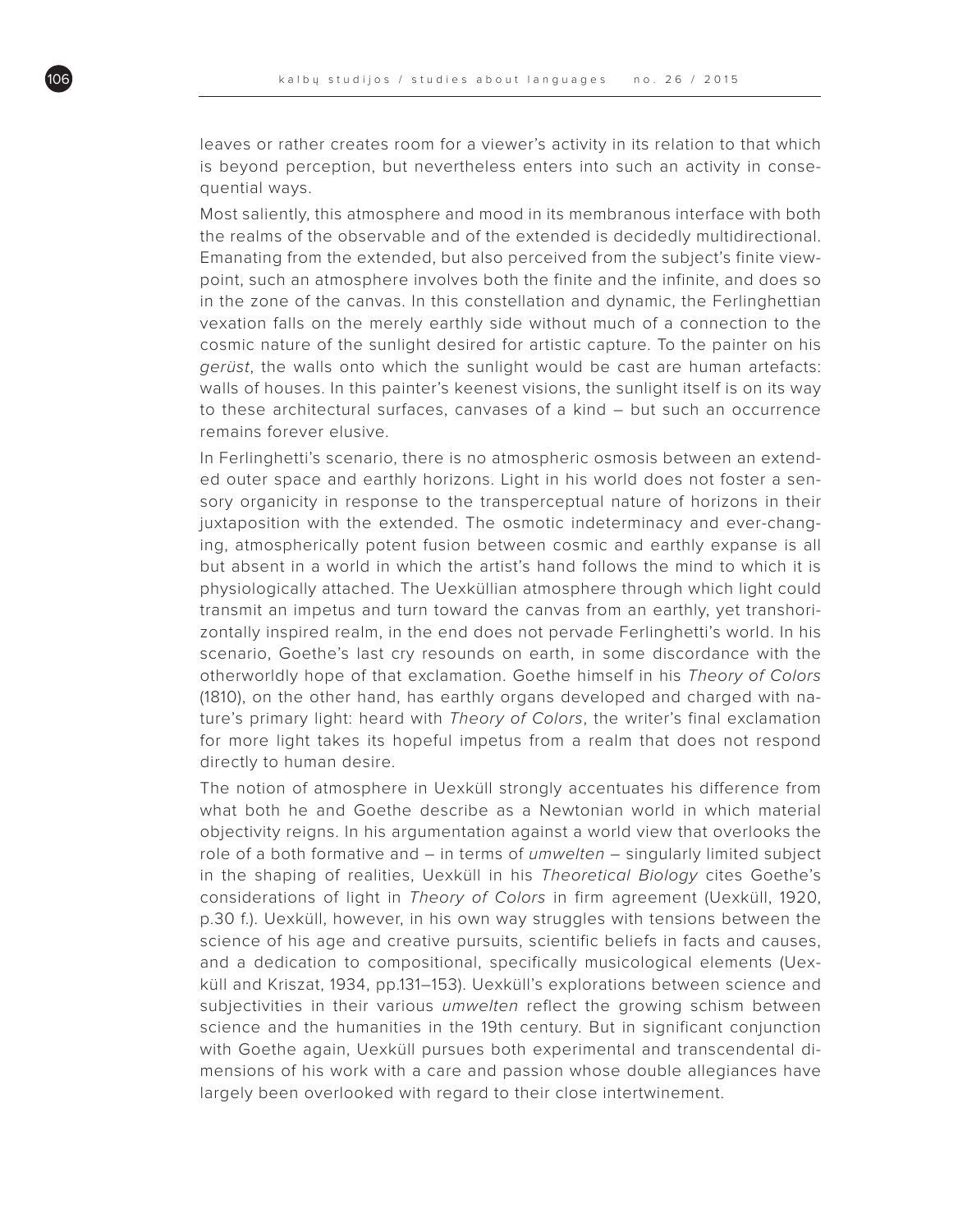leaves or rather creates room for a viewer's activity in its relation to that which is beyond perception, but nevertheless enters into such an activity in consequential ways.

Most saliently, this atmosphere and mood in its membranous interface with both the realms of the observable and of the extended is decidedly multidirectional. Emanating from the extended, but also perceived from the subject's finite viewpoint, such an atmosphere involves both the finite and the infinite, and does so in the zone of the canvas. In this constellation and dynamic, the Ferlinghettian vexation falls on the merely earthly side without much of a connection to the cosmic nature of the sunlight desired for artistic capture. To the painter on his *gerüst*, the walls onto which the sunlight would be cast are human artefacts: walls of houses. In this painter's keenest visions, the sunlight itself is on its way to these architectural surfaces, canvases of a kind – but such an occurrence remains forever elusive.

In Ferlinghetti's scenario, there is no atmospheric osmosis between an extended outer space and earthly horizons. Light in his world does not foster a sensory organicity in response to the transperceptual nature of horizons in their juxtaposition with the extended. The osmotic indeterminacy and ever-changing, atmospherically potent fusion between cosmic and earthly expanse is all but absent in a world in which the artist's hand follows the mind to which it is physiologically attached. The Uexküllian atmosphere through which light could transmit an impetus and turn toward the canvas from an earthly, yet transhorizontally inspired realm, in the end does not pervade Ferlinghetti's world. In his scenario, Goethe's last cry resounds on earth, in some discordance with the otherworldly hope of that exclamation. Goethe himself in his *Theory of Colors* (1810), on the other hand, has earthly organs developed and charged with nature's primary light: heard with *Theory of Colors*, the writer's final exclamation for more light takes its hopeful impetus from a realm that does not respond directly to human desire.

The notion of atmosphere in Uexküll strongly accentuates his difference from what both he and Goethe describe as a Newtonian world in which material objectivity reigns. In his argumentation against a world view that overlooks the role of a both formative and – in terms of *umwelten* – singularly limited subject in the shaping of realities, Uexküll in his *Theoretical Biology* cites Goethe's considerations of light in *Theory of Colors* in firm agreement (Uexküll, 1920, p.30 f.). Uexküll, however, in his own way struggles with tensions between the science of his age and creative pursuits, scientific beliefs in facts and causes, and a dedication to compositional, specifically musicological elements (Uexküll and Kriszat, 1934, pp.131–153). Uexküll's explorations between science and subjectivities in their various *umwelten* reflect the growing schism between science and the humanities in the 19th century. But in significant conjunction with Goethe again, Uexküll pursues both experimental and transcendental dimensions of his work with a care and passion whose double allegiances have largely been overlooked with regard to their close intertwinement.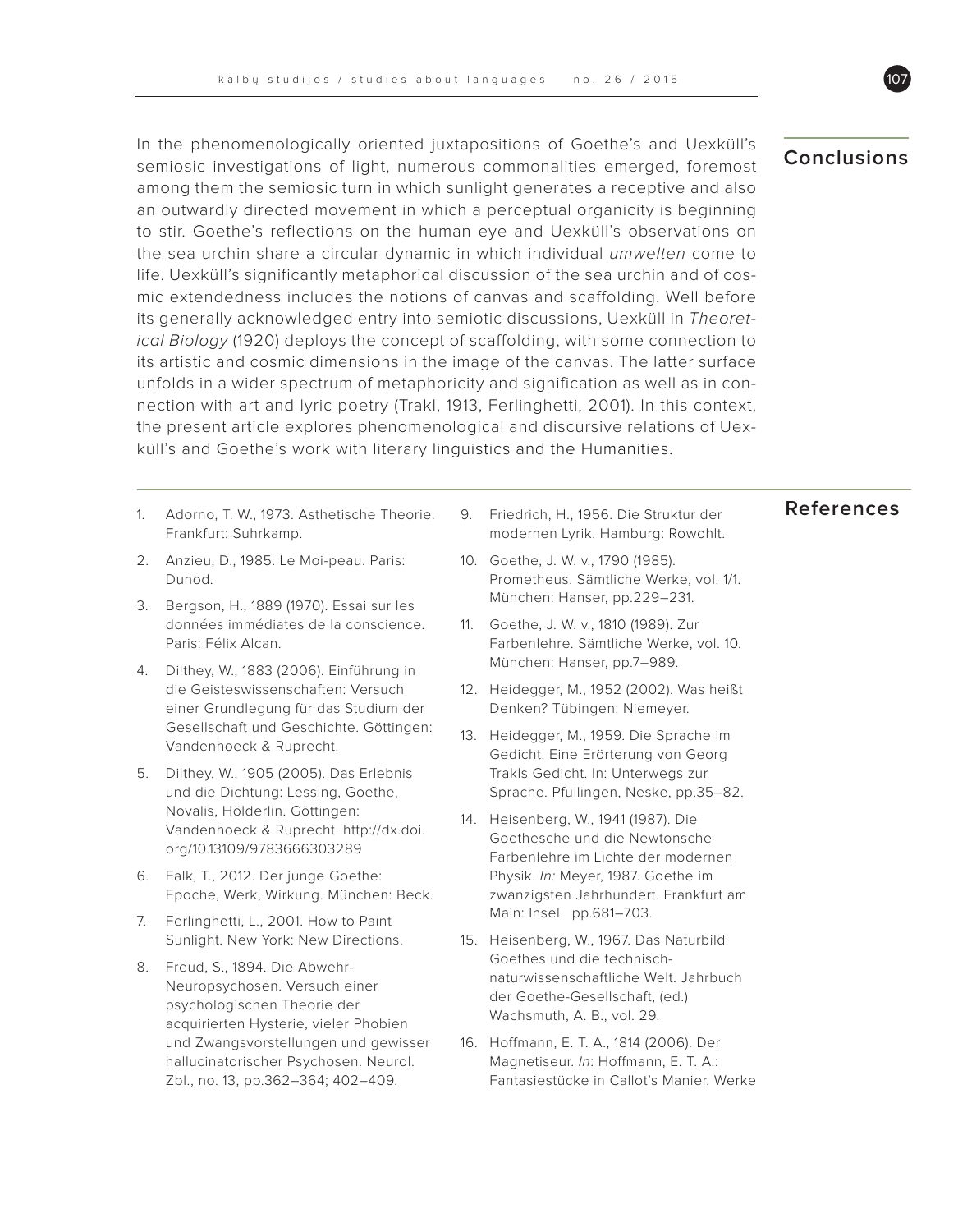## Conclusions

In the phenomenologically oriented juxtapositions of Goethe's and Uexküll's semiosic investigations of light, numerous commonalities emerged, foremost among them the semiosic turn in which sunlight generates a receptive and also an outwardly directed movement in which a perceptual organicity is beginning to stir. Goethe's reflections on the human eye and Uexküll's observations on the sea urchin share a circular dynamic in which individual *umwelten* come to life. Uexküll's significantly metaphorical discussion of the sea urchin and of cosmic extendedness includes the notions of canvas and scaffolding. Well before its generally acknowledged entry into semiotic discussions, Uexküll in *Theoretical Biology* (1920) deploys the concept of scaffolding, with some connection to its artistic and cosmic dimensions in the image of the canvas. The latter surface unfolds in a wider spectrum of metaphoricity and signification as well as in connection with art and lyric poetry (Trakl, 1913, Ferlinghetti, 2001). In this context, the present article explores phenomenological and discursive relations of Uexküll's and Goethe's work with literary linguistics and the Humanities.

## References

1. Adorno, T. W., 1973. Ästhetische Theorie. Frankfurt: Suhrkamp.
2. Anzieu, D., 1985. Le Moi-peau. Paris: Dunod.
3. Bergson, H., 1889 (1970). Essai sur les données immédiates de la conscience. Paris: Félix Alcan.
4. Dilthey, W., 1883 (2006). Einführung in die Geisteswissenschaften: Versuch einer Grundlegung für das Studium der Gesellschaft und Geschichte. Göttingen: Vandenhoeck & Ruprecht.
5. Dilthey, W., 1905 (2005). Das Erlebnis und die Dichtung: Lessing, Goethe, Novalis, Hölderlin. Göttingen: Vandenhoeck & Ruprecht. http://dx.doi.org/10.13109/9783666303289
6. Falk, T., 2012. Der junge Goethe: Epoche, Werk, Wirkung. München: Beck.
7. Ferlinghetti, L., 2001. How to Paint Sunlight. New York: New Directions.
8. Freud, S., 1894. Die Abwehr-Neuropsychosen. Versuch einer psychologischen Theorie der acquirierten Hysterie, vieler Phobien und Zwangsvorstellungen und gewisser hallucinatorischer Psychosen. Neurol. Zbl., no. 13, pp.362–364; 402–409.
9. Friedrich, H., 1956. Die Struktur der modernen Lyrik. Hamburg: Rowohlt.
10. Goethe, J. W. v., 1790 (1985). Prometheus. Sämtliche Werke, vol. 1/1. München: Hanser, pp.229–231.
11. Goethe, J. W. v., 1810 (1989). Zur Farbenlehre. Sämtliche Werke, vol. 10. München: Hanser, pp.7–989.
12. Heidegger, M., 1952 (2002). Was heißt Denken? Tübingen: Niemeyer.
13. Heidegger, M., 1959. Die Sprache im Gedicht. Eine Erörterung von Georg Trakls Gedicht. In: Unterwegs zur Sprache. Pfullingen, Neske, pp.35–82.
14. Heisenberg, W., 1941 (1987). Die Goethesche und die Newtonsche Farbenlehre im Lichte der modernen Physik. *In:* Meyer, 1987. Goethe im zwanzigsten Jahrhundert. Frankfurt am Main: Insel. pp.681–703.
15. Heisenberg, W., 1967. Das Naturbild Goethes und die technisch-naturwissenschaftliche Welt. Jahrbuch der Goethe-Gesellschaft, (ed.) Wachsmuth, A. B., vol. 29.
16. Hoffmann, E. T. A., 1814 (2006). Der Magnetiseur. *In*: Hoffmann, E. T. A.: Fantasiestücke in Callot's Manier. Werke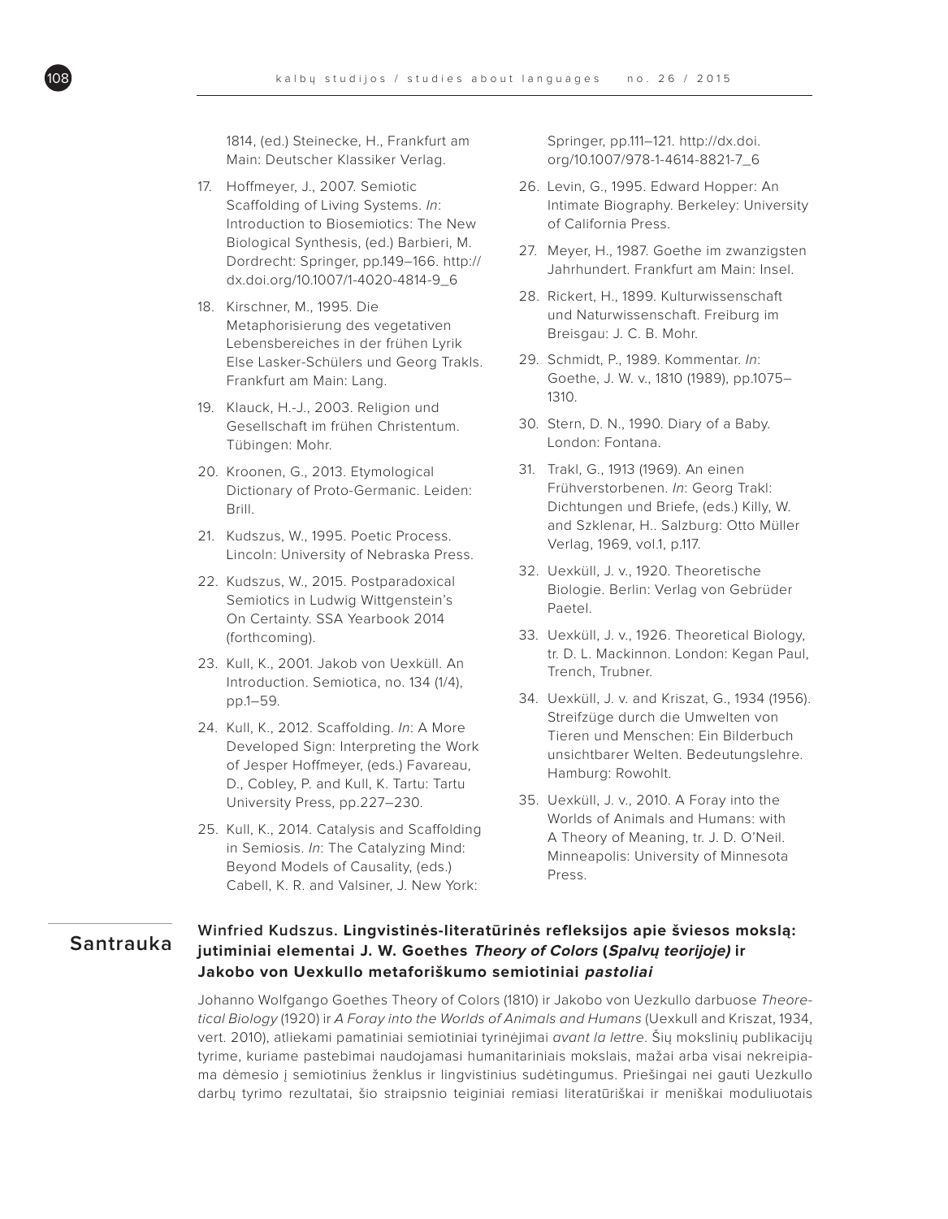1814, (ed.) Steinecke, H., Frankfurt am Main: Deutscher Klassiker Verlag.

17. Hoffmeyer, J., 2007. Semiotic Scaffolding of Living Systems. *In*: Introduction to Biosemiotics: The New Biological Synthesis, (ed.) Barbieri, M. Dordrecht: Springer, pp.149–166. http://dx.doi.org/10.1007/1-4020-4814-9_6
18. Kirschner, M., 1995. Die Metaphorisierung des vegetativen Lebensbereiches in der frühen Lyrik Else Lasker-Schülers und Georg Trakls. Frankfurt am Main: Lang.
19. Klauck, H.-J., 2003. Religion und Gesellschaft im frühen Christentum. Tübingen: Mohr.
20. Kroonen, G., 2013. Etymological Dictionary of Proto-Germanic. Leiden: Brill.
21. Kudszus, W., 1995. Poetic Process. Lincoln: University of Nebraska Press.
22. Kudszus, W., 2015. Postparadoxical Semiotics in Ludwig Wittgenstein's On Certainty. SSA Yearbook 2014 (forthcoming).
23. Kull, K., 2001. Jakob von Uexküll. An Introduction. Semiotica, no. 134 (1/4), pp.1–59.
24. Kull, K., 2012. Scaffolding. *In*: A More Developed Sign: Interpreting the Work of Jesper Hoffmeyer, (eds.) Favareau, D., Cobley, P. and Kull, K. Tartu: Tartu University Press, pp.227–230.
25. Kull, K., 2014. Catalysis and Scaffolding in Semiosis. *In*: The Catalyzing Mind: Beyond Models of Causality, (eds.) Cabell, K. R. and Valsiner, J. New York: Springer, pp.111–121. http://dx.doi.org/10.1007/978-1-4614-8821-7_6
26. Levin, G., 1995. Edward Hopper: An Intimate Biography. Berkeley: University of California Press.
27. Meyer, H., 1987. Goethe im zwanzigsten Jahrhundert. Frankfurt am Main: Insel.
28. Rickert, H., 1899. Kulturwissenschaft und Naturwissenschaft. Freiburg im Breisgau: J. C. B. Mohr.
29. Schmidt, P., 1989. Kommentar. *In*: Goethe, J. W. v., 1810 (1989), pp.1075–1310.
30. Stern, D. N., 1990. Diary of a Baby. London: Fontana.
31. Trakl, G., 1913 (1969). An einen Frühverstorbenen. *In*: Georg Trakl: Dichtungen und Briefe, (eds.) Killy, W. and Szklenar, H.. Salzburg: Otto Müller Verlag, 1969, vol.1, p.117.
32. Uexküll, J. v., 1920. Theoretische Biologie. Berlin: Verlag von Gebrüder Paetel.
33. Uexküll, J. v., 1926. Theoretical Biology, tr. D. L. Mackinnon. London: Kegan Paul, Trench, Trubner.
34. Uexküll, J. v. and Kriszat, G., 1934 (1956). Streifzüge durch die Umwelten von Tieren und Menschen: Ein Bilderbuch unsichtbarer Welten. Bedeutungslehre. Hamburg: Rowohlt.
35. Uexküll, J. v., 2010. A Foray into the Worlds of Animals and Humans: with A Theory of Meaning, tr. J. D. O'Neil. Minneapolis: University of Minnesota Press.

## Santrauka

**Winfried Kudszus. Lingvistinės-literatūrinės refleksijos apie šviesos mokslą: jutiminiai elementai J. W. Goethes *Theory of Colors* (*Spalvų teorijoje)* ir Jakobo von Uexkullo metaforiškumo semiotiniai *pastoliai***

Johanno Wolfgango Goethes Theory of Colors (1810) ir Jakobo von Uezkullo darbuose *Theoretical Biology* (1920) ir *A Foray into the Worlds of Animals and Humans* (Uexkull and Kriszat, 1934, vert. 2010), atliekami pamatiniai semiotiniai tyrinėjimai *avant la lettre*. Šių mokslinių publikacijų tyrime, kuriame pastebimai naudojamasi humanitariniais mokslais, mažai arba visai nekreipiama dėmesio į semiotinius ženklus ir lingvistinius sudėtingumus. Priešingai nei gauti Uezkullo darbų tyrimo rezultatai, šio straipsnio teiginiai remiasi literatūriškai ir meniškai moduliuotais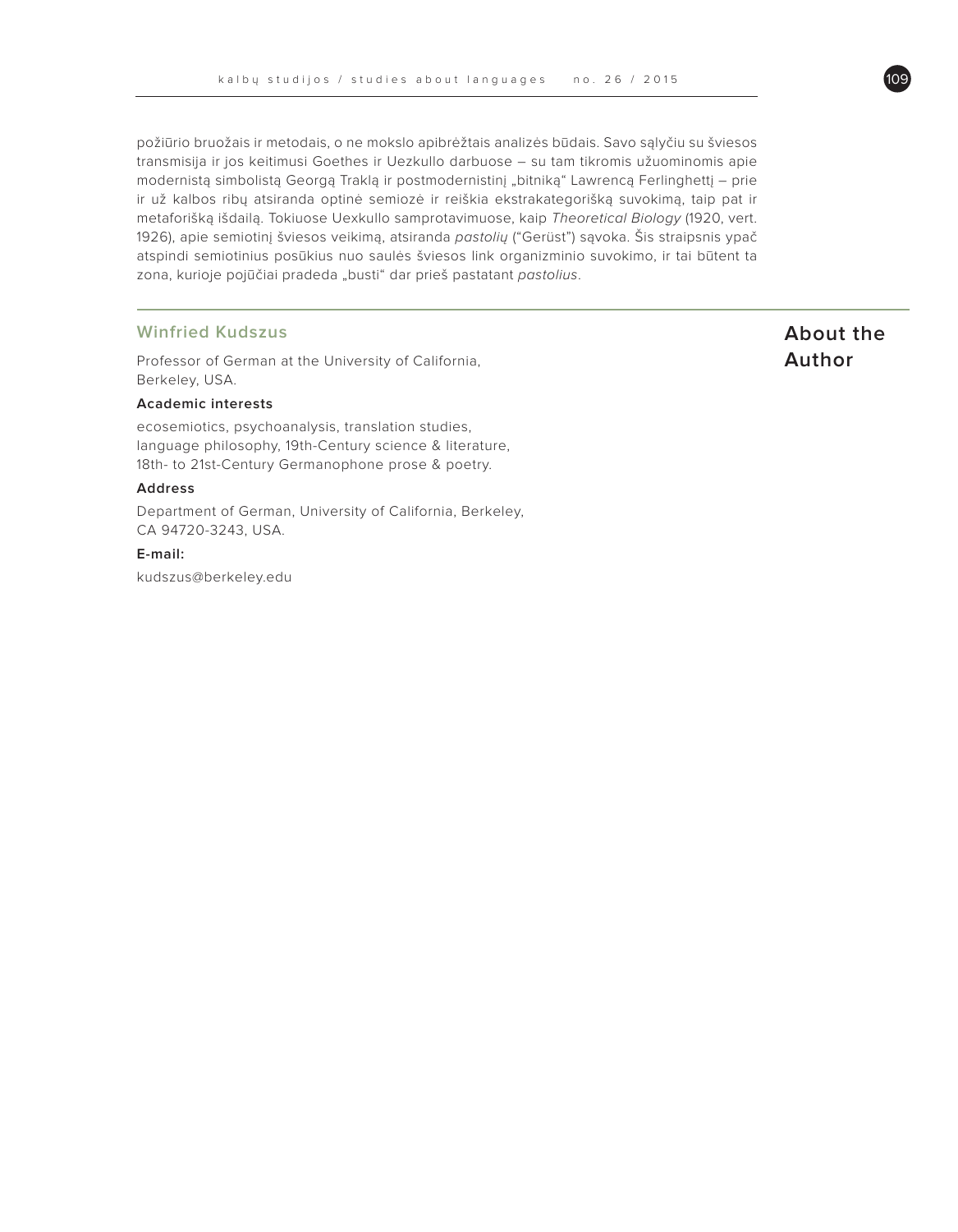požiūrio bruožais ir metodais, o ne mokslo apibrėžtais analizės būdais. Savo sąlyčiu su šviesos transmisija ir jos keitimusi Goethes ir Uezkullo darbuose – su tam tikromis užuominomis apie modernistą simbolistą Georgą Traklą ir postmodernistinį „bitniką“ Lawrencą Ferlinghettį – prie ir už kalbos ribų atsiranda optinė semiozė ir reiškia ekstrakategorišką suvokimą, taip pat ir metaforišką išdailą. Tokiuose Uexkullo samprotavimuose, kaip *Theoretical Biology* (1920, vert. 1926), apie semiotinį šviesos veikimą, atsiranda *pastolių* (“Gerüst”) sąvoka. Šis straipsnis ypač atspindi semiotinius posūkius nuo saulės šviesos link organizminio suvokimo, ir tai būtent ta zona, kurioje pojūčiai pradeda „busti“ dar prieš pastatant *pastolius*.

## About the Author

### Winfried Kudszus

Professor of German at the University of California, Berkeley, USA.

**Academic interests**

ecosemiotics, psychoanalysis, translation studies, language philosophy, 19th-Century science & literature, 18th- to 21st-Century Germanophone prose & poetry.

**Address**

Department of German, University of California, Berkeley, CA 94720-3243, USA.

**E-mail:**

kudszus@berkeley.edu